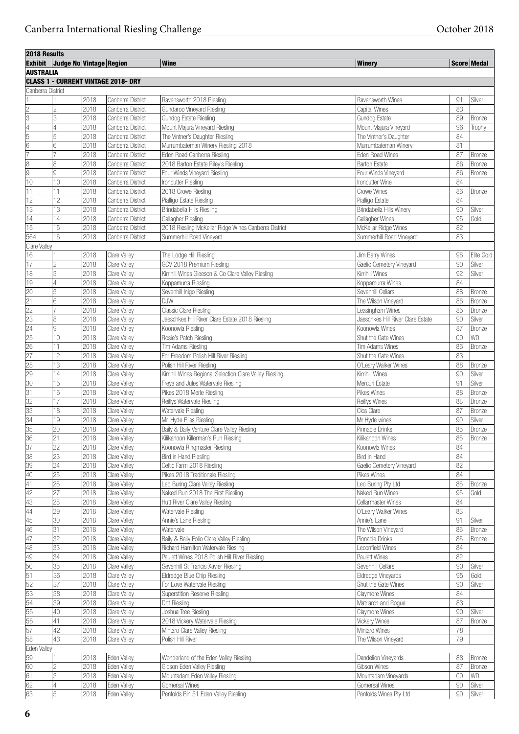| **2018 Results** | | | | | | | |
|---|---|---|---|---|---|---|---|
| **Exhibit** | **Judge No** | **Vintage** | **Region** | **Wine** | **Winery** | **Score** | **Medal** |
| **AUSTRALIA** | | | | | | | |
| **CLASS 1 - CURRENT VINTAGE 2018- DRY** | | | | | | | |
| Canberra District | | | | | | | |
| 1 | 1 | 2018 | Canberra District | Ravensworth 2018 Riesling | Ravensworth Wines | 91 | Silver |
| 2 | 2 | 2018 | Canberra District | Gundaroo Vineyard Riesling | Capital Wines | 83 | |
| 3 | 3 | 2018 | Canberra District | Gundog Estate Riesling | Gundog Estate | 89 | Bronze |
| 4 | 4 | 2018 | Canberra District | Mount Majura Vineyard Riesling | Mount Majura Vineyard | 96 | Trophy |
| 5 | 5 | 2018 | Canberra District | The Vintner's Daughter Riesling | The Vintner's Daughter | 84 | |
| 6 | 6 | 2018 | Canberra District | Murrumbateman Winery Riesling 2018 | Murrumbateman Winery | 81 | |
| 7 | 7 | 2018 | Canberra District | Eden Road Canberra Riesling | Eden Road Wines | 87 | Bronze |
| 8 | 8 | 2018 | Canberra District | 2018 Barton Estate Riley's Riesling | Barton Estate | 86 | Bronze |
| 9 | 9 | 2018 | Canberra District | Four Winds Vineyard Riesling | Four Winds Vineyard | 86 | Bronze |
| 10 | 10 | 2018 | Canberra District | Ironcutter Riesling | Ironcutter Wine | 84 | |
| 11 | 11 | 2018 | Canberra District | 2018 Crowe Riesling | Crowe Wines | 86 | Bronze |
| 12 | 12 | 2018 | Canberra District | Pialligo Estate Riesling | Pialligo Estate | 84 | |
| 13 | 13 | 2018 | Canberra District | Brindabella Hills Riesling | Brindabella Hills Winery | 90 | Silver |
| 14 | 14 | 2018 | Canberra District | Gallagher Riesling | Gallagher Wines | 95 | Gold |
| 15 | 15 | 2018 | Canberra District | 2018 Riesling McKellar Ridge Wines Canberra District | McKellar Ridge Wines | 82 | |
| 564 | 16 | 2018 | Canberra District | Summerhill Road Vineyard | Summerhill Road Vineyard | 83 | |
| Clare Valley | | | | | | | |
| 16 | 1 | 2018 | Clare Valley | The Lodge Hill Riesling | Jim Barry Wines | 96 | Elite Gold |
| 17 | 2 | 2018 | Clare Valley | GCV 2018 Premium Riesling | Gaelic Cemetery Vineyard | 90 | Silver |
| 18 | 3 | 2018 | Clare Valley | Kirrihill Wines Gleeson & Co Clare Valley Riesling | Kirrihill Wines | 92 | Silver |
| 19 | 4 | 2018 | Clare Valley | Koppamurra Riesling | Koppamurra Wines | 84 | |
| 20 | 5 | 2018 | Clare Valley | Sevenhill Inigo Riesling | Sevenhill Cellars | 88 | Bronze |
| 21 | 6 | 2018 | Clare Valley | DJW | The Wilson Vineyard | 86 | Bronze |
| 22 | 7 | 2018 | Clare Valley | Classic Clare Riesling | Leasingham Wines | 85 | Bronze |
| 23 | 8 | 2018 | Clare Valley | Jaeschkes Hill River Clare Estate 2018 Riesling | Jaeschkes Hill River Clare Estate | 90 | Silver |
| 24 | 9 | 2018 | Clare Valley | Koonowla Riesling | Koonowla Wines | 87 | Bronze |
| 25 | 10 | 2018 | Clare Valley | Rosie's Patch Riesling | Shut the Gate Wines | 00 | WD |
| 26 | 11 | 2018 | Clare Valley | Tim Adams Riesling | Tim Adams Wines | 86 | Bronze |
| 27 | 12 | 2018 | Clare Valley | For Freedom Polish Hill River Riesling | Shut the Gate Wines | 83 | |
| 28 | 13 | 2018 | Clare Valley | Polish Hill River Riesling | O'Leary Walker Wines | 88 | Bronze |
| 29 | 14 | 2018 | Clare Valley | Kirrihill Wines Regional Selection Clare Valley Riesling | Kirrihill Wines | 90 | Silver |
| 30 | 15 | 2018 | Clare Valley | Freya and Jules Watervale Riesling | Mercuri Estate | 91 | Silver |
| 31 | 16 | 2018 | Clare Valley | Pikes 2018 Merle Riesling | Pikes Wines | 88 | Bronze |
| 32 | 17 | 2018 | Clare Valley | Reillys Watervale Riesling | Reillys Wines | 88 | Bronze |
| 33 | 18 | 2018 | Clare Valley | Watervale Riesling | Clos Clare | 87 | Bronze |
| 34 | 19 | 2018 | Clare Valley | Mr. Hyde Bliss Riesling | Mr Hyde wines | 90 | Silver |
| 35 | 20 | 2018 | Clare Valley | Baily & Baily Venture Clare Valley Riesling | Pinnacle Drinks | 85 | Bronze |
| 36 | 21 | 2018 | Clare Valley | Kilikanoon Killerman's Run Riesling | Kilikanoon Wines | 86 | Bronze |
| 37 | 22 | 2018 | Clare Valley | Koonowla Ringmaster Riesling | Koonowla Wines | 84 | |
| 38 | 23 | 2018 | Clare Valley | Bird in Hand Riesling | Bird in Hand | 84 | |
| 39 | 24 | 2018 | Clare Valley | Celtic Farm 2018 Riesling | Gaelic Cemetery Vineyard | 82 | |
| 40 | 25 | 2018 | Clare Valley | Pikes 2018 Traditionale Riesling | Pikes Wines | 84 | |
| 41 | 26 | 2018 | Clare Valley | Leo Buring Clare Valley Riesling | Leo Buring Pty Ltd | 86 | Bronze |
| 42 | 27 | 2018 | Clare Valley | Naked Run 2018 The First Riesling | Naked Run Wines | 95 | Gold |
| 43 | 28 | 2018 | Clare Valley | Hutt River Clare Valley Riesling | Cellarmaster Wines | 84 | |
| 44 | 29 | 2018 | Clare Valley | Watervale Riesling | O'Leary Walker Wines | 83 | |
| 45 | 30 | 2018 | Clare Valley | Annie's Lane Riesling | Annie's Lane | 91 | Silver |
| 46 | 31 | 2018 | Clare Valley | Watervale | The Wilson Vineyard | 86 | Bronze |
| 47 | 32 | 2018 | Clare Valley | Baily & Baily Folio Clare Valley Riesling | Pinnacle Drinks | 86 | Bronze |
| 48 | 33 | 2018 | Clare Valley | Richard Hamilton Watervale Riesling | Leconfield Wines | 84 | |
| 49 | 34 | 2018 | Clare Valley | Paulett Wines 2018 Polish Hill River Riesling | Paulett Wines | 82 | |
| 50 | 35 | 2018 | Clare Valley | Sevenhill St Francis Xavier Riesling | Sevenhill Cellars | 90 | Silver |
| 51 | 36 | 2018 | Clare Valley | Eldredge Blue Chip Riesling | Eldredge Vineyards | 95 | Gold |
| 52 | 37 | 2018 | Clare Valley | For Love Watervale Riesling | Shut the Gate Wines | 90 | Silver |
| 53 | 38 | 2018 | Clare Valley | Superstition Reserve Riesling | Claymore Wines | 84 | |
| 54 | 39 | 2018 | Clare Valley | Dot Riesling | Matriarch and Rogue | 83 | |
| 55 | 40 | 2018 | Clare Valley | Joshua Tree Riesling | Claymore Wines | 90 | Silver |
| 56 | 41 | 2018 | Clare Valley | 2018 Vickery Watervale Riesling | Vickery Wines | 87 | Bronze |
| 57 | 42 | 2018 | Clare Valley | Mintaro Clare Valley Riesling | Mintaro Wines | 78 | |
| 58 | 43 | 2018 | Clare Valley | Polish Hill River | The Wilson Vineyard | 79 | |
| Eden Valley | | | | | | | |
| 59 | 1 | 2018 | Eden Valley | Wonderland of the Eden Valley Riesling | Dandelion Vineyards | 88 | Bronze |
| 60 | 2 | 2018 | Eden Valley | Gibson Eden Valley Riesling | Gibson Wines | 87 | Bronze |
| 61 | 3 | 2018 | Eden Valley | Mountadam Eden Valley Riesling | Mountadam Vineyards | 00 | WD |
| 62 | 4 | 2018 | Eden Valley | Gomersal Wines | Gomersal Wines | 90 | Silver |
| 63 | 5 | 2018 | Eden Valley | Penfolds Bin 51 Eden Valley Riesling | Penfolds Wines Pty Ltd | 90 | Silver |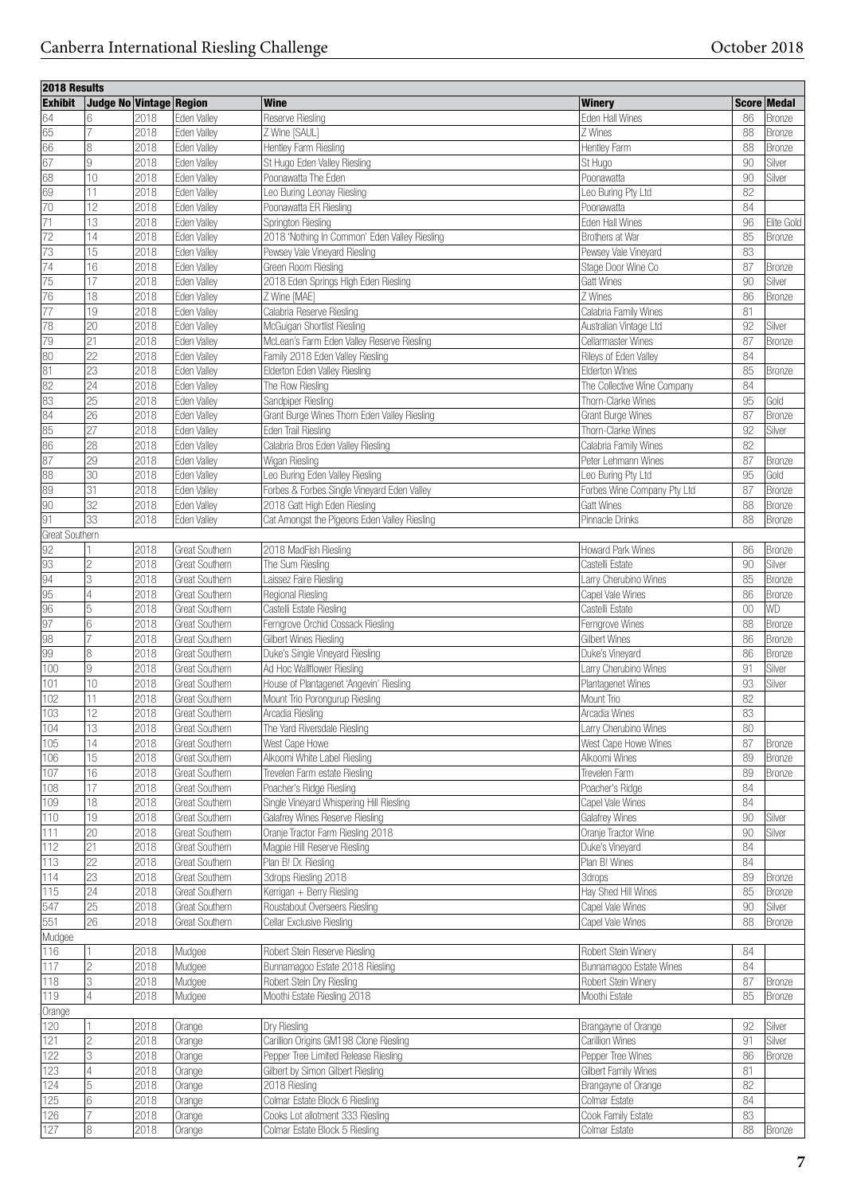| 2018 Results | | | | | | | |
|---|---|---|---|---|---|---|---|
| **Exhibit** | **Judge No** | **Vintage** | **Region** | **Wine** | **Winery** | **Score** | **Medal** |
| 64 | 6 | 2018 | Eden Valley | Reserve Riesling | Eden Hall Wines | 86 | Bronze |
| 65 | 7 | 2018 | Eden Valley | Z Wine [SAUL] | Z Wines | 88 | Bronze |
| 66 | 8 | 2018 | Eden Valley | Hentley Farm Riesling | Hentley Farm | 88 | Bronze |
| 67 | 9 | 2018 | Eden Valley | St Hugo Eden Valley Riesling | St Hugo | 90 | Silver |
| 68 | 10 | 2018 | Eden Valley | Poonawatta The Eden | Poonawatta | 90 | Silver |
| 69 | 11 | 2018 | Eden Valley | Leo Buring Leonay Riesling | Leo Buring Pty Ltd | 82 | |
| 70 | 12 | 2018 | Eden Valley | Poonawatta ER Riesling | Poonawatta | 84 | |
| 71 | 13 | 2018 | Eden Valley | Springton Riesling | Eden Hall Wines | 96 | Elite Gold |
| 72 | 14 | 2018 | Eden Valley | 2018 'Nothing In Common' Eden Valley Riesling | Brothers at War | 85 | Bronze |
| 73 | 15 | 2018 | Eden Valley | Pewsey Vale Vineyard Riesling | Pewsey Vale Vineyard | 83 | |
| 74 | 16 | 2018 | Eden Valley | Green Room Riesling | Stage Door Wine Co | 87 | Bronze |
| 75 | 17 | 2018 | Eden Valley | 2018 Eden Springs High Eden Riesling | Gatt Wines | 90 | Silver |
| 76 | 18 | 2018 | Eden Valley | Z Wine [MAE] | Z Wines | 86 | Bronze |
| 77 | 19 | 2018 | Eden Valley | Calabria Reserve Riesling | Calabria Family Wines | 81 | |
| 78 | 20 | 2018 | Eden Valley | McGuigan Shortlist Riesling | Australian Vintage Ltd | 92 | Silver |
| 79 | 21 | 2018 | Eden Valley | McLean's Farm Eden Valley Reserve Riesling | Cellarmaster Wines | 87 | Bronze |
| 80 | 22 | 2018 | Eden Valley | Family 2018 Eden Valley Riesling | Rileys of Eden Valley | 84 | |
| 81 | 23 | 2018 | Eden Valley | Elderton Eden Valley Riesling | Elderton Wines | 85 | Bronze |
| 82 | 24 | 2018 | Eden Valley | The Row Riesling | The Collective Wine Company | 84 | |
| 83 | 25 | 2018 | Eden Valley | Sandpiper Riesling | Thorn-Clarke Wines | 95 | Gold |
| 84 | 26 | 2018 | Eden Valley | Grant Burge Wines Thorn Eden Valley Riesling | Grant Burge Wines | 87 | Bronze |
| 85 | 27 | 2018 | Eden Valley | Eden Trail Riesling | Thorn-Clarke Wines | 92 | Silver |
| 86 | 28 | 2018 | Eden Valley | Calabria Bros Eden Valley Riesling | Calabria Family Wines | 82 | |
| 87 | 29 | 2018 | Eden Valley | Wigan Riesling | Peter Lehmann Wines | 87 | Bronze |
| 88 | 30 | 2018 | Eden Valley | Leo Buring Eden Valley Riesling | Leo Buring Pty Ltd | 95 | Gold |
| 89 | 31 | 2018 | Eden Valley | Forbes & Forbes Single Vineyard Eden Valley | Forbes Wine Company Pty Ltd | 87 | Bronze |
| 90 | 32 | 2018 | Eden Valley | 2018 Gatt High Eden Riesling | Gatt Wines | 88 | Bronze |
| 91 | 33 | 2018 | Eden Valley | Cat Amongst the Pigeons Eden Valley Riesling | Pinnacle Drinks | 88 | Bronze |
| Great Southern | | | | | | | |
| 92 | 1 | 2018 | Great Southern | 2018 MadFish Riesling | Howard Park Wines | 86 | Bronze |
| 93 | 2 | 2018 | Great Southern | The Sum Riesling | Castelli Estate | 90 | Silver |
| 94 | 3 | 2018 | Great Southern | Laissez Faire Riesling | Larry Cherubino Wines | 85 | Bronze |
| 95 | 4 | 2018 | Great Southern | Regional Riesling | Capel Vale Wines | 86 | Bronze |
| 96 | 5 | 2018 | Great Southern | Castelli Estate Riesling | Castelli Estate | 00 | WD |
| 97 | 6 | 2018 | Great Southern | Ferngrove Orchid Cossack Riesling | Ferngrove Wines | 88 | Bronze |
| 98 | 7 | 2018 | Great Southern | Gilbert Wines Riesling | Gilbert Wines | 86 | Bronze |
| 99 | 8 | 2018 | Great Southern | Duke's Single Vineyard Riesling | Duke's Vineyard | 86 | Bronze |
| 100 | 9 | 2018 | Great Southern | Ad Hoc Wallflower Riesling | Larry Cherubino Wines | 91 | Silver |
| 101 | 10 | 2018 | Great Southern | House of Plantagenet 'Angevin' Riesling | Plantagenet Wines | 93 | Silver |
| 102 | 11 | 2018 | Great Southern | Mount Trio Porongurup Riesling | Mount Trio | 82 | |
| 103 | 12 | 2018 | Great Southern | Arcadia Riesling | Arcadia Wines | 83 | |
| 104 | 13 | 2018 | Great Southern | The Yard Riversdale Riesling | Larry Cherubino Wines | 80 | |
| 105 | 14 | 2018 | Great Southern | West Cape Howe | West Cape Howe Wines | 87 | Bronze |
| 106 | 15 | 2018 | Great Southern | Alkoomi White Label Riesling | Alkoomi Wines | 89 | Bronze |
| 107 | 16 | 2018 | Great Southern | Trevelen Farm estate Riesling | Trevelen Farm | 89 | Bronze |
| 108 | 17 | 2018 | Great Southern | Poacher's Ridge Riesling | Poacher's Ridge | 84 | |
| 109 | 18 | 2018 | Great Southern | Single Vineyard Whispering Hill Riesling | Capel Vale Wines | 84 | |
| 110 | 19 | 2018 | Great Southern | Galafrey Wines Reserve Riesling | Galafrey Wines | 90 | Silver |
| 111 | 20 | 2018 | Great Southern | Oranje Tractor Farm Riesling 2018 | Oranje Tractor Wine | 90 | Silver |
| 112 | 21 | 2018 | Great Southern | Magpie Hill Reserve Riesling | Duke's Vineyard | 84 | |
| 113 | 22 | 2018 | Great Southern | Plan B! Dr. Riesling | Plan B! Wines | 84 | |
| 114 | 23 | 2018 | Great Southern | 3drops Riesling 2018 | 3drops | 89 | Bronze |
| 115 | 24 | 2018 | Great Southern | Kerrigan + Berry Riesling | Hay Shed Hill Wines | 85 | Bronze |
| 547 | 25 | 2018 | Great Southern | Roustabout Overseers Riesling | Capel Vale Wines | 90 | Silver |
| 551 | 26 | 2018 | Great Southern | Cellar Exclusive Riesling | Capel Vale Wines | 88 | Bronze |
| Mudgee | | | | | | | |
| 116 | 1 | 2018 | Mudgee | Robert Stein Reserve Riesling | Robert Stein Winery | 84 | |
| 117 | 2 | 2018 | Mudgee | Bunnamagoo Estate 2018 Riesling | Bunnamagoo Estate Wines | 84 | |
| 118 | 3 | 2018 | Mudgee | Robert Stein Dry Riesling | Robert Stein Winery | 87 | Bronze |
| 119 | 4 | 2018 | Mudgee | Moothi Estate Riesling 2018 | Moothi Estate | 85 | Bronze |
| Orange | | | | | | | |
| 120 | 1 | 2018 | Orange | Dry Riesling | Brangayne of Orange | 92 | Silver |
| 121 | 2 | 2018 | Orange | Carillion Origins GM198 Clone Riesling | Carillion Wines | 91 | Silver |
| 122 | 3 | 2018 | Orange | Pepper Tree Limited Release Riesling | Pepper Tree Wines | 86 | Bronze |
| 123 | 4 | 2018 | Orange | Gilbert by Simon Gilbert Riesling | Gilbert Family Wines | 81 | |
| 124 | 5 | 2018 | Orange | 2018 Riesling | Brangayne of Orange | 82 | |
| 125 | 6 | 2018 | Orange | Colmar Estate Block 6 Riesling | Colmar Estate | 84 | |
| 126 | 7 | 2018 | Orange | Cooks Lot allotment 333 Riesling | Cook Family Estate | 83 | |
| 127 | 8 | 2018 | Orange | Colmar Estate Block 5 Riesling | Colmar Estate | 88 | Bronze |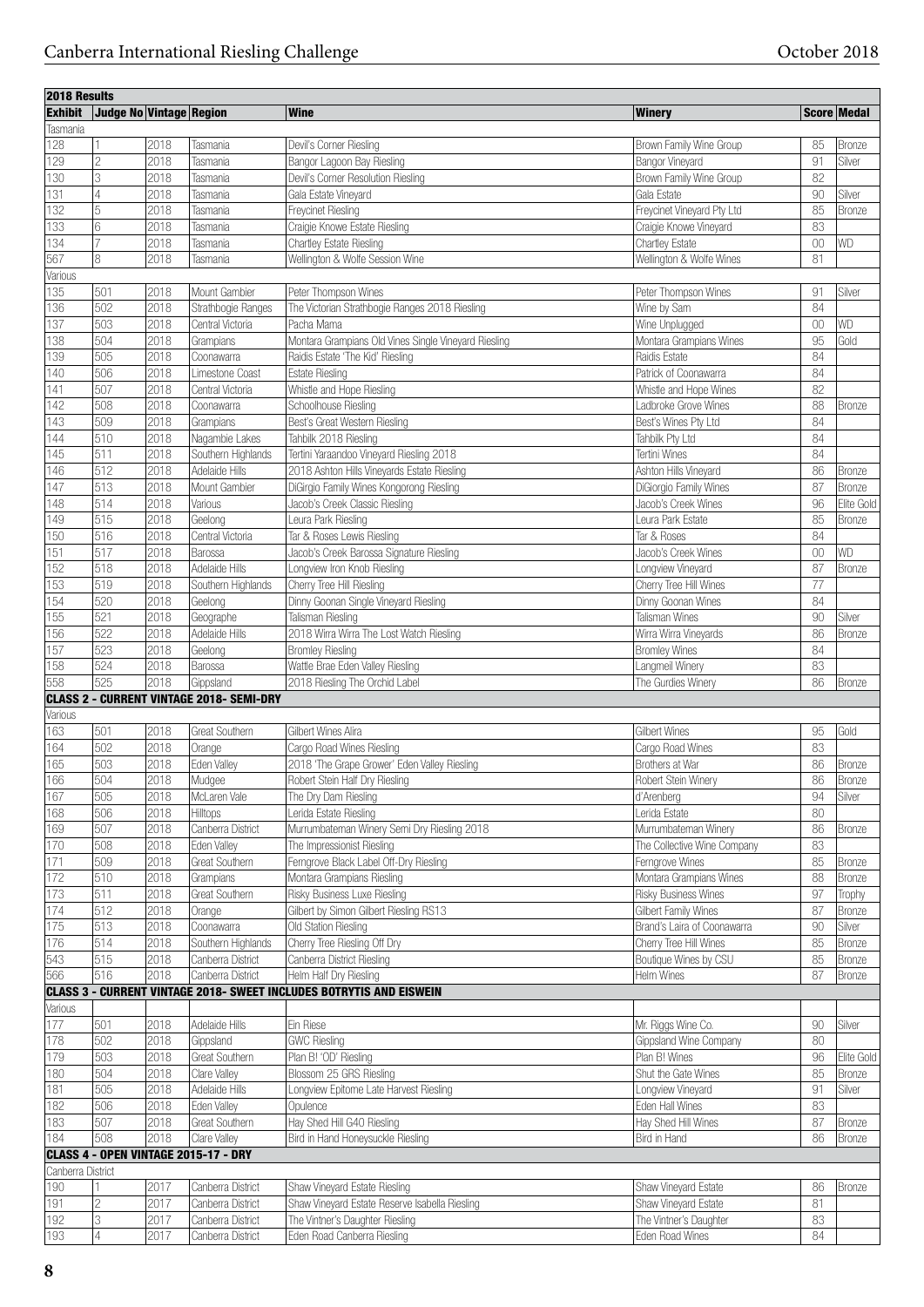| 2018 Results | | | | | | | |
|---|---|---|---|---|---|---|---|
| **Exhibit** | **Judge No** | **Vintage** | **Region** | **Wine** | **Winery** | **Score** | **Medal** |
| Tasmania | | | | | | | |
| 128 | 1 | 2018 | Tasmania | Devil's Corner Riesling | Brown Family Wine Group | 85 | Bronze |
| 129 | 2 | 2018 | Tasmania | Bangor Lagoon Bay Riesling | Bangor Vineyard | 91 | Silver |
| 130 | 3 | 2018 | Tasmania | Devil's Corner Resolution Riesling | Brown Family Wine Group | 82 | |
| 131 | 4 | 2018 | Tasmania | Gala Estate Vineyard | Gala Estate | 90 | Silver |
| 132 | 5 | 2018 | Tasmania | Freycinet Riesling | Freycinet Vineyard Pty Ltd | 85 | Bronze |
| 133 | 6 | 2018 | Tasmania | Craigie Knowe Estate Riesling | Craigie Knowe Vineyard | 83 | |
| 134 | 7 | 2018 | Tasmania | Chartley Estate Riesling | Chartley Estate | 00 | WD |
| 567 | 8 | 2018 | Tasmania | Wellington & Wolfe Session Wine | Wellington & Wolfe Wines | 81 | |
| Various | | | | | | | |
| 135 | 501 | 2018 | Mount Gambier | Peter Thompson Wines | Peter Thompson Wines | 91 | Silver |
| 136 | 502 | 2018 | Strathbogie Ranges | The Victorian Strathbogie Ranges 2018 Riesling | Wine by Sam | 84 | |
| 137 | 503 | 2018 | Central Victoria | Pacha Mama | Wine Unplugged | 00 | WD |
| 138 | 504 | 2018 | Grampians | Montara Grampians Old Vines Single Vineyard Riesling | Montara Grampians Wines | 95 | Gold |
| 139 | 505 | 2018 | Coonawarra | Raidis Estate 'The Kid' Riesling | Raidis Estate | 84 | |
| 140 | 506 | 2018 | Limestone Coast | Estate Riesling | Patrick of Coonawarra | 84 | |
| 141 | 507 | 2018 | Central Victoria | Whistle and Hope Riesling | Whistle and Hope Wines | 82 | |
| 142 | 508 | 2018 | Coonawarra | Schoolhouse Riesling | Ladbroke Grove Wines | 88 | Bronze |
| 143 | 509 | 2018 | Grampians | Best's Great Western Riesling | Best's Wines Pty Ltd | 84 | |
| 144 | 510 | 2018 | Nagambie Lakes | Tahbilk 2018 Riesling | Tahbilk Pty Ltd | 84 | |
| 145 | 511 | 2018 | Southern Highlands | Tertini Yaraandoo Vineyard Riesling 2018 | Tertini Wines | 84 | |
| 146 | 512 | 2018 | Adelaide Hills | 2018 Ashton Hills Vineyards Estate Riesling | Ashton Hills Vineyard | 86 | Bronze |
| 147 | 513 | 2018 | Mount Gambier | DiGirgio Family Wines Kongorong Riesling | DiGiorgio Family Wines | 87 | Bronze |
| 148 | 514 | 2018 | Various | Jacob's Creek Classic Riesling | Jacob's Creek Wines | 96 | Elite Gold |
| 149 | 515 | 2018 | Geelong | Leura Park Riesling | Leura Park Estate | 85 | Bronze |
| 150 | 516 | 2018 | Central Victoria | Tar & Roses Lewis Riesling | Tar & Roses | 84 | |
| 151 | 517 | 2018 | Barossa | Jacob's Creek Barossa Signature Riesling | Jacob's Creek Wines | 00 | WD |
| 152 | 518 | 2018 | Adelaide Hills | Longview Iron Knob Riesling | Longview Vineyard | 87 | Bronze |
| 153 | 519 | 2018 | Southern Highlands | Cherry Tree Hill Riesling | Cherry Tree Hill Wines | 77 | |
| 154 | 520 | 2018 | Geelong | Dinny Goonan Single Vineyard Riesling | Dinny Goonan Wines | 84 | |
| 155 | 521 | 2018 | Geographe | Talisman Riesling | Talisman Wines | 90 | Silver |
| 156 | 522 | 2018 | Adelaide Hills | 2018 Wirra Wirra The Lost Watch Riesling | Wirra Wirra Vineyards | 86 | Bronze |
| 157 | 523 | 2018 | Geelong | Bromley Riesling | Bromley Wines | 84 | |
| 158 | 524 | 2018 | Barossa | Wattle Brae Eden Valley Riesling | Langmeil Winery | 83 | |
| 558 | 525 | 2018 | Gippsland | 2018 Riesling The Orchid Label | The Gurdies Winery | 86 | Bronze |
| **CLASS 2 - CURRENT VINTAGE 2018- SEMI-DRY** | | | | | | | |
| Various | | | | | | | |
| 163 | 501 | 2018 | Great Southern | Gilbert Wines Alira | Gilbert Wines | 95 | Gold |
| 164 | 502 | 2018 | Orange | Cargo Road Wines Riesling | Cargo Road Wines | 83 | |
| 165 | 503 | 2018 | Eden Valley | 2018 'The Grape Grower' Eden Valley Riesling | Brothers at War | 86 | Bronze |
| 166 | 504 | 2018 | Mudgee | Robert Stein Half Dry Riesling | Robert Stein Winery | 86 | Bronze |
| 167 | 505 | 2018 | McLaren Vale | The Dry Dam Riesling | d'Arenberg | 94 | Silver |
| 168 | 506 | 2018 | Hilltops | Lerida Estate Riesling | Lerida Estate | 80 | |
| 169 | 507 | 2018 | Canberra District | Murrumbateman Winery Semi Dry Riesling 2018 | Murrumbateman Winery | 86 | Bronze |
| 170 | 508 | 2018 | Eden Valley | The Impressionist Riesling | The Collective Wine Company | 83 | |
| 171 | 509 | 2018 | Great Southern | Ferngrove Black Label Off-Dry Riesling | Ferngrove Wines | 85 | Bronze |
| 172 | 510 | 2018 | Grampians | Montara Grampians Riesling | Montara Grampians Wines | 88 | Bronze |
| 173 | 511 | 2018 | Great Southern | Risky Business Luxe Riesling | Risky Business Wines | 97 | Trophy |
| 174 | 512 | 2018 | Orange | Gilbert by Simon Gilbert Riesling RS13 | Gilbert Family Wines | 87 | Bronze |
| 175 | 513 | 2018 | Coonawarra | Old Station Riesling | Brand's Laira of Coonawarra | 90 | Silver |
| 176 | 514 | 2018 | Southern Highlands | Cherry Tree Riesling Off Dry | Cherry Tree Hill Wines | 85 | Bronze |
| 543 | 515 | 2018 | Canberra District | Canberra District Riesling | Boutique Wines by CSU | 85 | Bronze |
| 566 | 516 | 2018 | Canberra District | Helm Half Dry Riesling | Helm Wines | 87 | Bronze |
| **CLASS 3 - CURRENT VINTAGE 2018- SWEET INCLUDES BOTRYTIS AND EISWEIN** | | | | | | | |
| Various | | | | | | | |
| 177 | 501 | 2018 | Adelaide Hills | Ein Riese | Mr. Riggs Wine Co. | 90 | Silver |
| 178 | 502 | 2018 | Gippsland | GWC Riesling | Gippsland Wine Company | 80 | |
| 179 | 503 | 2018 | Great Southern | Plan B! 'OD' Riesling | Plan B! Wines | 96 | Elite Gold |
| 180 | 504 | 2018 | Clare Valley | Blossom 25 GRS Riesling | Shut the Gate Wines | 85 | Bronze |
| 181 | 505 | 2018 | Adelaide Hills | Longview Epitome Late Harvest Riesling | Longview Vineyard | 91 | Silver |
| 182 | 506 | 2018 | Eden Valley | Opulence | Eden Hall Wines | 83 | |
| 183 | 507 | 2018 | Great Southern | Hay Shed Hill G40 Riesling | Hay Shed Hill Wines | 87 | Bronze |
| 184 | 508 | 2018 | Clare Valley | Bird in Hand Honeysuckle Riesling | Bird in Hand | 86 | Bronze |
| **CLASS 4 - OPEN VINTAGE 2015-17 - DRY** | | | | | | | |
| Canberra District | | | | | | | |
| 190 | 1 | 2017 | Canberra District | Shaw Vineyard Estate Riesling | Shaw Vineyard Estate | 86 | Bronze |
| 191 | 2 | 2017 | Canberra District | Shaw Vineyard Estate Reserve Isabella Riesling | Shaw Vineyard Estate | 81 | |
| 192 | 3 | 2017 | Canberra District | The Vintner's Daughter Riesling | The Vintner's Daughter | 83 | |
| 193 | 4 | 2017 | Canberra District | Eden Road Canberra Riesling | Eden Road Wines | 84 | |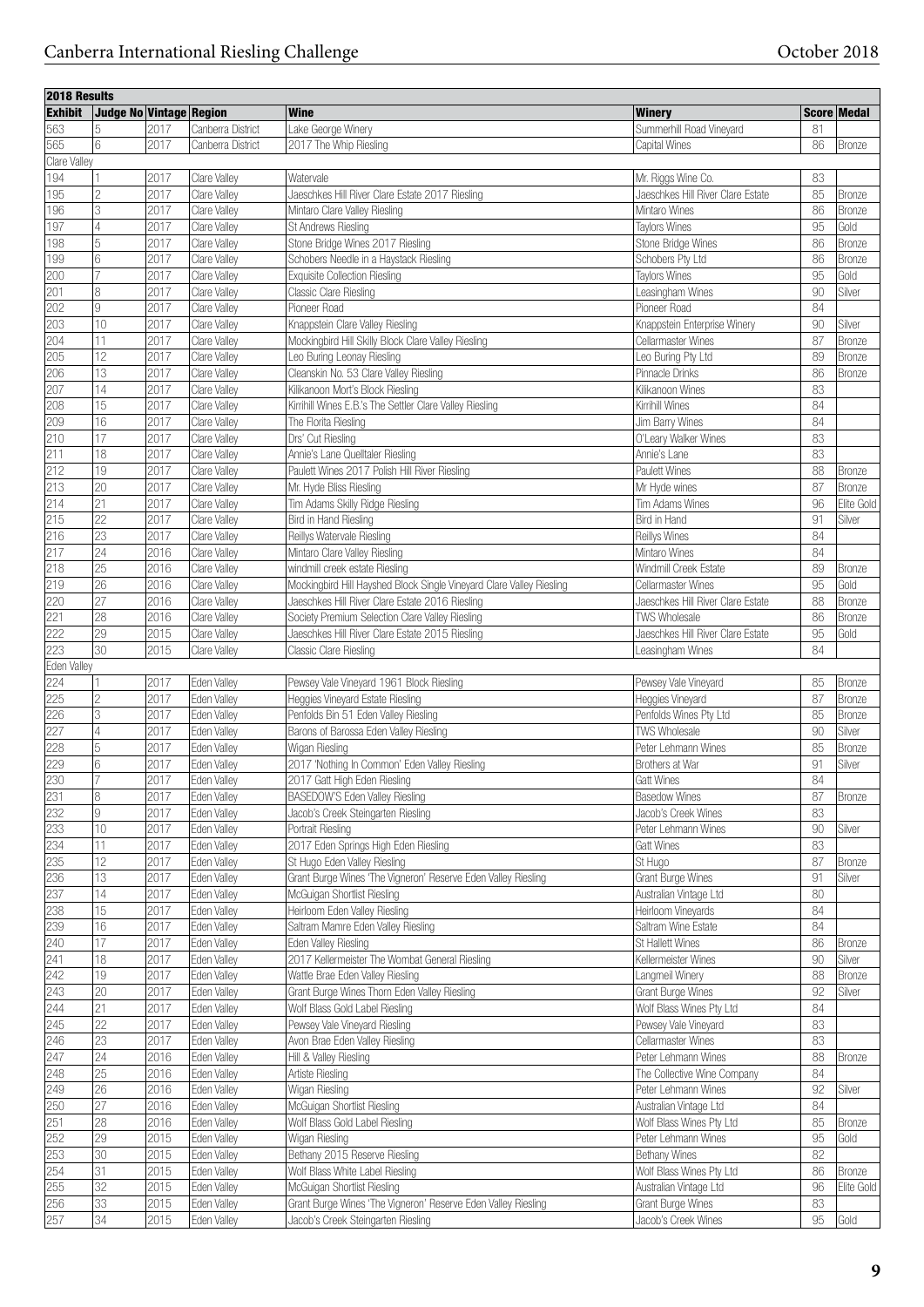## 2018 Results

| Exhibit | Judge No | Vintage | Region | Wine | Winery | Score | Medal |
|---|---|---|---|---|---|---|---|
| 563 | 5 | 2017 | Canberra District | Lake George Winery | Summerhill Road Vineyard | 81 | |
| 565 | 6 | 2017 | Canberra District | 2017 The Whip Riesling | Capital Wines | 86 | Bronze |
| Clare Valley | | | | | | | |
| 194 | 1 | 2017 | Clare Valley | Watervale | Mr. Riggs Wine Co. | 83 | |
| 195 | 2 | 2017 | Clare Valley | Jaeschkes Hill River Clare Estate 2017 Riesling | Jaeschkes Hill River Clare Estate | 85 | Bronze |
| 196 | 3 | 2017 | Clare Valley | Mintaro Clare Valley Riesling | Mintaro Wines | 86 | Bronze |
| 197 | 4 | 2017 | Clare Valley | St Andrews Riesling | Taylors Wines | 95 | Gold |
| 198 | 5 | 2017 | Clare Valley | Stone Bridge Wines 2017 Riesling | Stone Bridge Wines | 86 | Bronze |
| 199 | 6 | 2017 | Clare Valley | Schobers Needle in a Haystack Riesling | Schobers Pty Ltd | 86 | Bronze |
| 200 | 7 | 2017 | Clare Valley | Exquisite Collection Riesling | Taylors Wines | 95 | Gold |
| 201 | 8 | 2017 | Clare Valley | Classic Clare Riesling | Leasingham Wines | 90 | Silver |
| 202 | 9 | 2017 | Clare Valley | Pioneer Road | Pioneer Road | 84 | |
| 203 | 10 | 2017 | Clare Valley | Knappstein Clare Valley Riesling | Knappstein Enterprise Winery | 90 | Silver |
| 204 | 11 | 2017 | Clare Valley | Mockingbird Hill Skilly Block Clare Valley Riesling | Cellarmaster Wines | 87 | Bronze |
| 205 | 12 | 2017 | Clare Valley | Leo Buring Leonay Riesling | Leo Buring Pty Ltd | 89 | Bronze |
| 206 | 13 | 2017 | Clare Valley | Cleanskin No. 53 Clare Valley Riesling | Pinnacle Drinks | 86 | Bronze |
| 207 | 14 | 2017 | Clare Valley | Kilikanoon Mort's Block Riesling | Kilikanoon Wines | 83 | |
| 208 | 15 | 2017 | Clare Valley | Kirrihill Wines E.B.'s The Settler Clare Valley Riesling | Kirrihill Wines | 84 | |
| 209 | 16 | 2017 | Clare Valley | The Florita Riesling | Jim Barry Wines | 84 | |
| 210 | 17 | 2017 | Clare Valley | Drs' Cut Riesling | O'Leary Walker Wines | 83 | |
| 211 | 18 | 2017 | Clare Valley | Annie's Lane Quelltaler Riesling | Annie's Lane | 83 | |
| 212 | 19 | 2017 | Clare Valley | Paulett Wines 2017 Polish Hill River Riesling | Paulett Wines | 88 | Bronze |
| 213 | 20 | 2017 | Clare Valley | Mr. Hyde Bliss Riesling | Mr Hyde wines | 87 | Bronze |
| 214 | 21 | 2017 | Clare Valley | Tim Adams Skilly Ridge Riesling | Tim Adams Wines | 96 | Elite Gold |
| 215 | 22 | 2017 | Clare Valley | Bird in Hand Riesling | Bird in Hand | 91 | Silver |
| 216 | 23 | 2017 | Clare Valley | Reillys Watervale Riesling | Reillys Wines | 84 | |
| 217 | 24 | 2016 | Clare Valley | Mintaro Clare Valley Riesling | Mintaro Wines | 84 | |
| 218 | 25 | 2016 | Clare Valley | windmill creek estate Riesling | Windmill Creek Estate | 89 | Bronze |
| 219 | 26 | 2016 | Clare Valley | Mockingbird Hill Hayshed Block Single Vineyard Clare Valley Riesling | Cellarmaster Wines | 95 | Gold |
| 220 | 27 | 2016 | Clare Valley | Jaeschkes Hill River Clare Estate 2016 Riesling | Jaeschkes Hill River Clare Estate | 88 | Bronze |
| 221 | 28 | 2016 | Clare Valley | Society Premium Selection Clare Valley Riesling | TWS Wholesale | 86 | Bronze |
| 222 | 29 | 2015 | Clare Valley | Jaeschkes Hill River Clare Estate 2015 Riesling | Jaeschkes Hill River Clare Estate | 95 | Gold |
| 223 | 30 | 2015 | Clare Valley | Classic Clare Riesling | Leasingham Wines | 84 | |
| Eden Valley | | | | | | | |
| 224 | 1 | 2017 | Eden Valley | Pewsey Vale Vineyard 1961 Block Riesling | Pewsey Vale Vineyard | 85 | Bronze |
| 225 | 2 | 2017 | Eden Valley | Heggies Vineyard Estate Riesling | Heggies Vineyard | 87 | Bronze |
| 226 | 3 | 2017 | Eden Valley | Penfolds Bin 51 Eden Valley Riesling | Penfolds Wines Pty Ltd | 85 | Bronze |
| 227 | 4 | 2017 | Eden Valley | Barons of Barossa Eden Valley Riesling | TWS Wholesale | 90 | Silver |
| 228 | 5 | 2017 | Eden Valley | Wigan Riesling | Peter Lehmann Wines | 85 | Bronze |
| 229 | 6 | 2017 | Eden Valley | 2017 'Nothing In Common' Eden Valley Riesling | Brothers at War | 91 | Silver |
| 230 | 7 | 2017 | Eden Valley | 2017 Gatt High Eden Riesling | Gatt Wines | 84 | |
| 231 | 8 | 2017 | Eden Valley | BASEDOW'S Eden Valley Riesling | Basedow Wines | 87 | Bronze |
| 232 | 9 | 2017 | Eden Valley | Jacob's Creek Steingarten Riesling | Jacob's Creek Wines | 83 | |
| 233 | 10 | 2017 | Eden Valley | Portrait Riesling | Peter Lehmann Wines | 90 | Silver |
| 234 | 11 | 2017 | Eden Valley | 2017 Eden Springs High Eden Riesling | Gatt Wines | 83 | |
| 235 | 12 | 2017 | Eden Valley | St Hugo Eden Valley Riesling | St Hugo | 87 | Bronze |
| 236 | 13 | 2017 | Eden Valley | Grant Burge Wines 'The Vigneron' Reserve Eden Valley Riesling | Grant Burge Wines | 91 | Silver |
| 237 | 14 | 2017 | Eden Valley | McGuigan Shortlist Riesling | Australian Vintage Ltd | 80 | |
| 238 | 15 | 2017 | Eden Valley | Heirloom Eden Valley Riesling | Heirloom Vineyards | 84 | |
| 239 | 16 | 2017 | Eden Valley | Saltram Mamre Eden Valley Riesling | Saltram Wine Estate | 84 | |
| 240 | 17 | 2017 | Eden Valley | Eden Valley Riesling | St Hallett Wines | 86 | Bronze |
| 241 | 18 | 2017 | Eden Valley | 2017 Kellermeister The Wombat General Riesling | Kellermeister Wines | 90 | Silver |
| 242 | 19 | 2017 | Eden Valley | Wattle Brae Eden Valley Riesling | Langmeil Winery | 88 | Bronze |
| 243 | 20 | 2017 | Eden Valley | Grant Burge Wines Thorn Eden Valley Riesling | Grant Burge Wines | 92 | Silver |
| 244 | 21 | 2017 | Eden Valley | Wolf Blass Gold Label Riesling | Wolf Blass Wines Pty Ltd | 84 | |
| 245 | 22 | 2017 | Eden Valley | Pewsey Vale Vineyard Riesling | Pewsey Vale Vineyard | 83 | |
| 246 | 23 | 2017 | Eden Valley | Avon Brae Eden Valley Riesling | Cellarmaster Wines | 83 | |
| 247 | 24 | 2016 | Eden Valley | Hill & Valley Riesling | Peter Lehmann Wines | 88 | Bronze |
| 248 | 25 | 2016 | Eden Valley | Artiste Riesling | The Collective Wine Company | 84 | |
| 249 | 26 | 2016 | Eden Valley | Wigan Riesling | Peter Lehmann Wines | 92 | Silver |
| 250 | 27 | 2016 | Eden Valley | McGuigan Shortlist Riesling | Australian Vintage Ltd | 84 | |
| 251 | 28 | 2016 | Eden Valley | Wolf Blass Gold Label Riesling | Wolf Blass Wines Pty Ltd | 85 | Bronze |
| 252 | 29 | 2015 | Eden Valley | Wigan Riesling | Peter Lehmann Wines | 95 | Gold |
| 253 | 30 | 2015 | Eden Valley | Bethany 2015 Reserve Riesling | Bethany Wines | 82 | |
| 254 | 31 | 2015 | Eden Valley | Wolf Blass White Label Riesling | Wolf Blass Wines Pty Ltd | 86 | Bronze |
| 255 | 32 | 2015 | Eden Valley | McGuigan Shortlist Riesling | Australian Vintage Ltd | 96 | Elite Gold |
| 256 | 33 | 2015 | Eden Valley | Grant Burge Wines 'The Vigneron' Reserve Eden Valley Riesling | Grant Burge Wines | 83 | |
| 257 | 34 | 2015 | Eden Valley | Jacob's Creek Steingarten Riesling | Jacob's Creek Wines | 95 | Gold |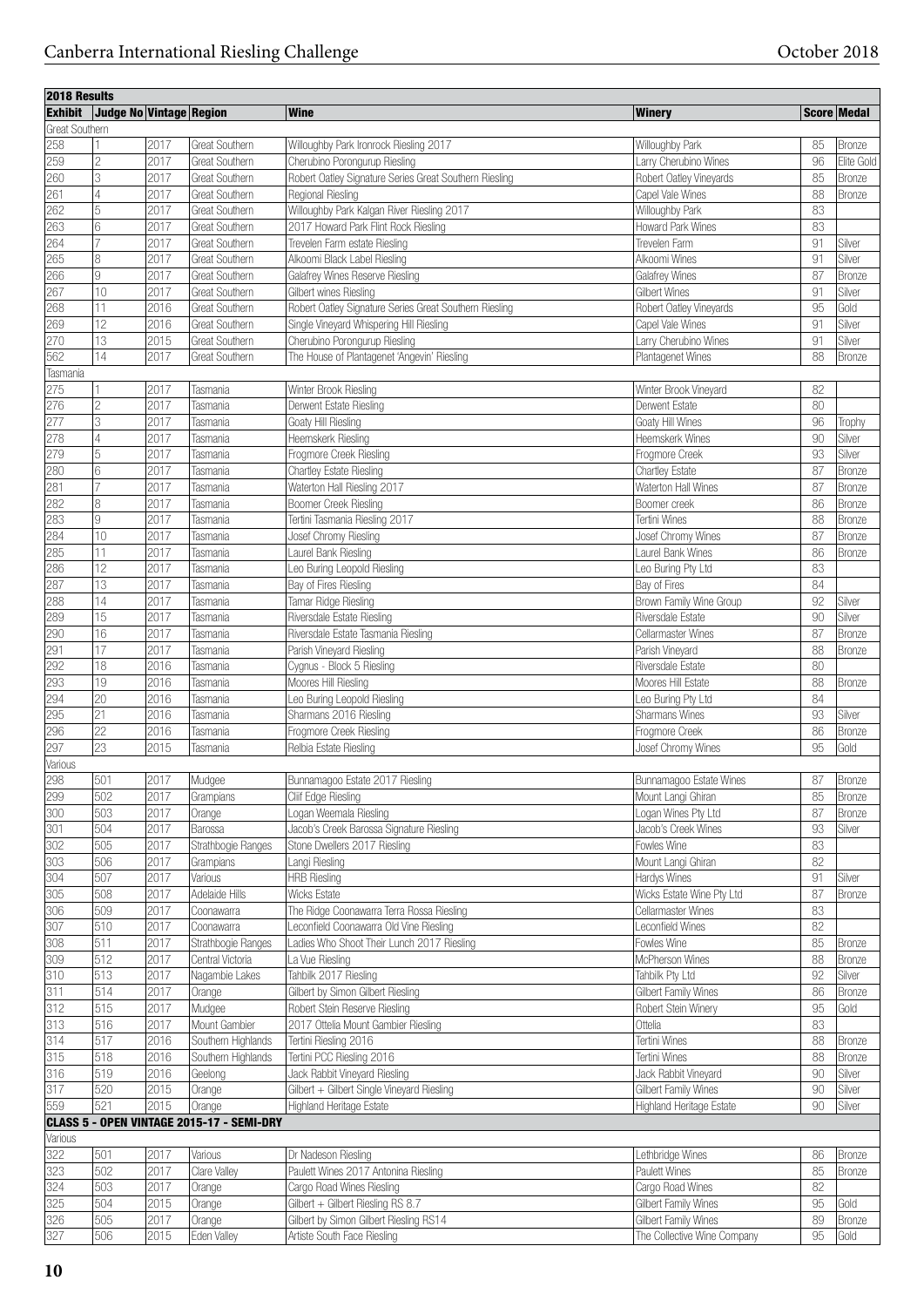## 2018 Results

| Exhibit | Judge No | Vintage | Region | Wine | Winery | Score | Medal |
|---|---|---|---|---|---|---|---|
| Great Southern | | | | | | | |
| 258 | 1 | 2017 | Great Southern | Willoughby Park Ironrock Riesling 2017 | Willoughby Park | 85 | Bronze |
| 259 | 2 | 2017 | Great Southern | Cherubino Porongurup Riesling | Larry Cherubino Wines | 96 | Elite Gold |
| 260 | 3 | 2017 | Great Southern | Robert Oatley Signature Series Great Southern Riesling | Robert Oatley Vineyards | 85 | Bronze |
| 261 | 4 | 2017 | Great Southern | Regional Riesling | Capel Vale Wines | 88 | Bronze |
| 262 | 5 | 2017 | Great Southern | Willoughby Park Kalgan River Riesling 2017 | Willoughby Park | 83 | |
| 263 | 6 | 2017 | Great Southern | 2017 Howard Park Flint Rock Riesling | Howard Park Wines | 83 | |
| 264 | 7 | 2017 | Great Southern | Trevelen Farm estate Riesling | Trevelen Farm | 91 | Silver |
| 265 | 8 | 2017 | Great Southern | Alkoomi Black Label Riesling | Alkoomi Wines | 91 | Silver |
| 266 | 9 | 2017 | Great Southern | Galafrey Wines Reserve Riesling | Galafrey Wines | 87 | Bronze |
| 267 | 10 | 2017 | Great Southern | Gilbert wines Riesling | Gilbert Wines | 91 | Silver |
| 268 | 11 | 2016 | Great Southern | Robert Oatley Signature Series Great Southern Riesling | Robert Oatley Vineyards | 95 | Gold |
| 269 | 12 | 2016 | Great Southern | Single Vineyard Whispering Hill Riesling | Capel Vale Wines | 91 | Silver |
| 270 | 13 | 2015 | Great Southern | Cherubino Porongurup Riesling | Larry Cherubino Wines | 91 | Silver |
| 562 | 14 | 2017 | Great Southern | The House of Plantagenet 'Angevin' Riesling | Plantagenet Wines | 88 | Bronze |
| Tasmania | | | | | | | |
| 275 | 1 | 2017 | Tasmania | Winter Brook Riesling | Winter Brook Vineyard | 82 | |
| 276 | 2 | 2017 | Tasmania | Derwent Estate Riesling | Derwent Estate | 80 | |
| 277 | 3 | 2017 | Tasmania | Goaty Hill Riesling | Goaty Hill Wines | 96 | Trophy |
| 278 | 4 | 2017 | Tasmania | Heemskerk Riesling | Heemskerk Wines | 90 | Silver |
| 279 | 5 | 2017 | Tasmania | Frogmore Creek Riesling | Frogmore Creek | 93 | Silver |
| 280 | 6 | 2017 | Tasmania | Chartley Estate Riesling | Chartley Estate | 87 | Bronze |
| 281 | 7 | 2017 | Tasmania | Waterton Hall Riesling 2017 | Waterton Hall Wines | 87 | Bronze |
| 282 | 8 | 2017 | Tasmania | Boomer Creek Riesling | Boomer creek | 86 | Bronze |
| 283 | 9 | 2017 | Tasmania | Tertini Tasmania Riesling 2017 | Tertini Wines | 88 | Bronze |
| 284 | 10 | 2017 | Tasmania | Josef Chromy Riesling | Josef Chromy Wines | 87 | Bronze |
| 285 | 11 | 2017 | Tasmania | Laurel Bank Riesling | Laurel Bank Wines | 86 | Bronze |
| 286 | 12 | 2017 | Tasmania | Leo Buring Leopold Riesling | Leo Buring Pty Ltd | 83 | |
| 287 | 13 | 2017 | Tasmania | Bay of Fires Riesling | Bay of Fires | 84 | |
| 288 | 14 | 2017 | Tasmania | Tamar Ridge Riesling | Brown Family Wine Group | 92 | Silver |
| 289 | 15 | 2017 | Tasmania | Riversdale Estate Riesling | Riversdale Estate | 90 | Silver |
| 290 | 16 | 2017 | Tasmania | Riversdale Estate Tasmania Riesling | Cellarmaster Wines | 87 | Bronze |
| 291 | 17 | 2017 | Tasmania | Parish Vineyard Riesling | Parish Vineyard | 88 | Bronze |
| 292 | 18 | 2016 | Tasmania | Cygnus - Block 5 Riesling | Riversdale Estate | 80 | |
| 293 | 19 | 2016 | Tasmania | Moores Hill Riesling | Moores Hill Estate | 88 | Bronze |
| 294 | 20 | 2016 | Tasmania | Leo Buring Leopold Riesling | Leo Buring Pty Ltd | 84 | |
| 295 | 21 | 2016 | Tasmania | Sharmans 2016 Riesling | Sharmans Wines | 93 | Silver |
| 296 | 22 | 2016 | Tasmania | Frogmore Creek Riesling | Frogmore Creek | 86 | Bronze |
| 297 | 23 | 2015 | Tasmania | Relbia Estate Riesling | Josef Chromy Wines | 95 | Gold |
| Various | | | | | | | |
| 298 | 501 | 2017 | Mudgee | Bunnamagoo Estate 2017 Riesling | Bunnamagoo Estate Wines | 87 | Bronze |
| 299 | 502 | 2017 | Grampians | Cliff Edge Riesling | Mount Langi Ghiran | 85 | Bronze |
| 300 | 503 | 2017 | Orange | Logan Weemala Riesling | Logan Wines Pty Ltd | 87 | Bronze |
| 301 | 504 | 2017 | Barossa | Jacob's Creek Barossa Signature Riesling | Jacob's Creek Wines | 93 | Silver |
| 302 | 505 | 2017 | Strathbogie Ranges | Stone Dwellers 2017 Riesling | Fowles Wine | 83 | |
| 303 | 506 | 2017 | Grampians | Langi Riesling | Mount Langi Ghiran | 82 | |
| 304 | 507 | 2017 | Various | HRB Riesling | Hardys Wines | 91 | Silver |
| 305 | 508 | 2017 | Adelaide Hills | Wicks Estate | Wicks Estate Wine Pty Ltd | 87 | Bronze |
| 306 | 509 | 2017 | Coonawarra | The Ridge Coonawarra Terra Rossa Riesling | Cellarmaster Wines | 83 | |
| 307 | 510 | 2017 | Coonawarra | Leconfield Coonawarra Old Vine Riesling | Leconfield Wines | 82 | |
| 308 | 511 | 2017 | Strathbogie Ranges | Ladies Who Shoot Their Lunch 2017 Riesling | Fowles Wine | 85 | Bronze |
| 309 | 512 | 2017 | Central Victoria | La Vue Riesling | McPherson Wines | 88 | Bronze |
| 310 | 513 | 2017 | Nagambie Lakes | Tahbilk 2017 Riesling | Tahbilk Pty Ltd | 92 | Silver |
| 311 | 514 | 2017 | Orange | Gilbert by Simon Gilbert Riesling | Gilbert Family Wines | 86 | Bronze |
| 312 | 515 | 2017 | Mudgee | Robert Stein Reserve Riesling | Robert Stein Winery | 95 | Gold |
| 313 | 516 | 2017 | Mount Gambier | 2017 Ottelia Mount Gambier Riesling | Ottelia | 83 | |
| 314 | 517 | 2016 | Southern Highlands | Tertini Riesling 2016 | Tertini Wines | 88 | Bronze |
| 315 | 518 | 2016 | Southern Highlands | Tertini PCC Riesling 2016 | Tertini Wines | 88 | Bronze |
| 316 | 519 | 2016 | Geelong | Jack Rabbit Vineyard Riesling | Jack Rabbit Vineyard | 90 | Silver |
| 317 | 520 | 2015 | Orange | Gilbert + Gilbert Single Vineyard Riesling | Gilbert Family Wines | 90 | Silver |
| 559 | 521 | 2015 | Orange | Highland Heritage Estate | Highland Heritage Estate | 90 | Silver |
| **CLASS 5 - OPEN VINTAGE 2015-17 - SEMI-DRY** | | | | | | | |
| Various | | | | | | | |
| 322 | 501 | 2017 | Various | Dr Nadeson Riesling | Lethbridge Wines | 86 | Bronze |
| 323 | 502 | 2017 | Clare Valley | Paulett Wines 2017 Antonina Riesling | Paulett Wines | 85 | Bronze |
| 324 | 503 | 2017 | Orange | Cargo Road Wines Riesling | Cargo Road Wines | 82 | |
| 325 | 504 | 2015 | Orange | Gilbert + Gilbert Riesling RS 8.7 | Gilbert Family Wines | 95 | Gold |
| 326 | 505 | 2017 | Orange | Gilbert by Simon Gilbert Riesling RS14 | Gilbert Family Wines | 89 | Bronze |
| 327 | 506 | 2015 | Eden Valley | Artiste South Face Riesling | The Collective Wine Company | 95 | Gold |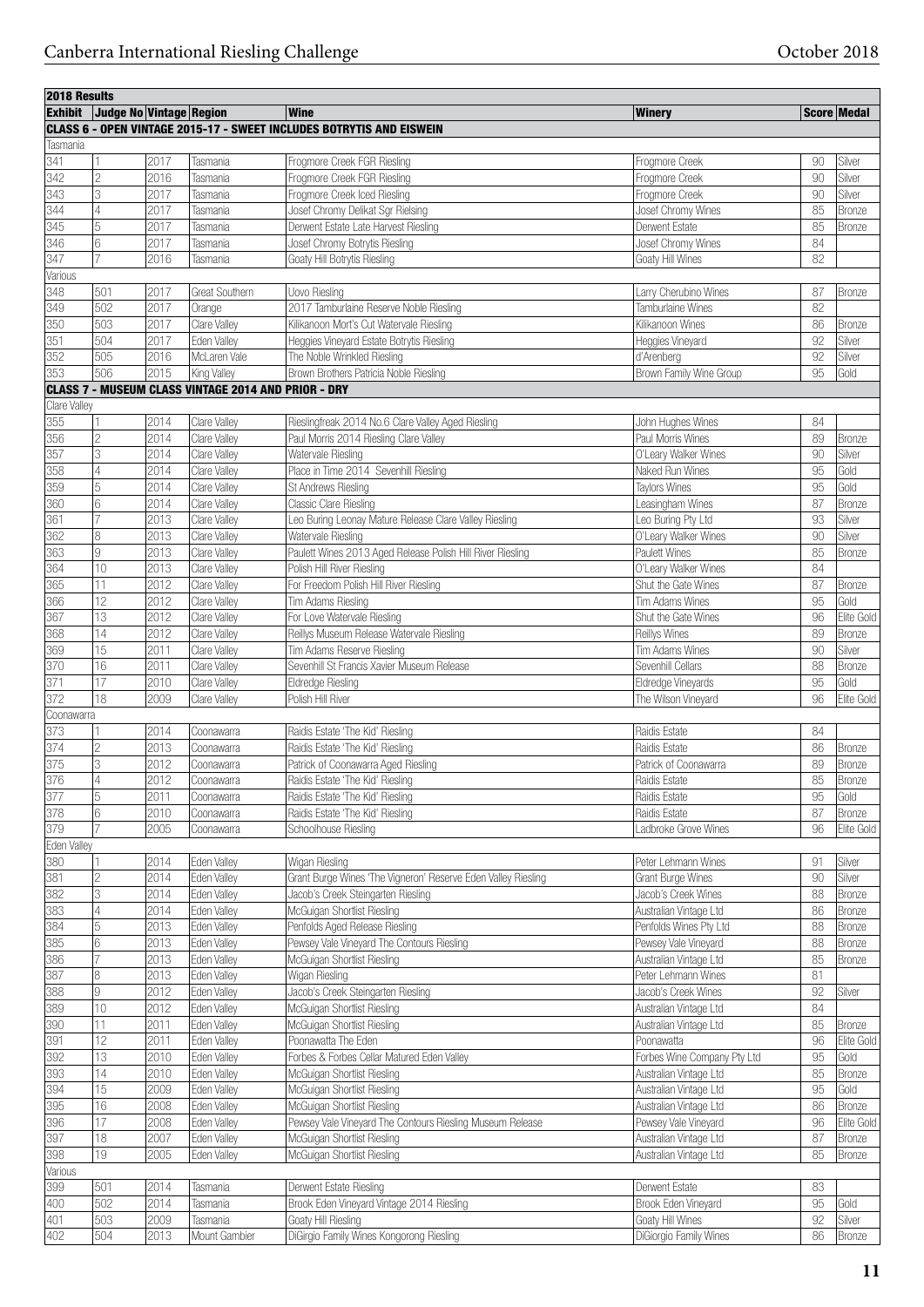| 2018 Results | | | | | | | |
|---|---|---|---|---|---|---|---|
| **Exhibit** | **Judge No** | **Vintage** | **Region** | **Wine** | **Winery** | **Score** | **Medal** |
| **CLASS 6 - OPEN VINTAGE 2015-17 - SWEET INCLUDES BOTRYTIS AND EISWEIN** | | | | | | | |
| Tasmania | | | | | | | |
| 341 | 1 | 2017 | Tasmania | Frogmore Creek FGR Riesling | Frogmore Creek | 90 | Silver |
| 342 | 2 | 2016 | Tasmania | Frogmore Creek FGR Riesling | Frogmore Creek | 90 | Silver |
| 343 | 3 | 2017 | Tasmania | Frogmore Creek Iced Riesling | Frogmore Creek | 90 | Silver |
| 344 | 4 | 2017 | Tasmania | Josef Chromy Delikat Sgr Rielsing | Josef Chromy Wines | 85 | Bronze |
| 345 | 5 | 2017 | Tasmania | Derwent Estate Late Harvest Riesling | Derwent Estate | 85 | Bronze |
| 346 | 6 | 2017 | Tasmania | Josef Chromy Botrytis Riesling | Josef Chromy Wines | 84 | |
| 347 | 7 | 2016 | Tasmania | Goaty Hill Botrytis Riesling | Goaty Hill Wines | 82 | |
| Various | | | | | | | |
| 348 | 501 | 2017 | Great Southern | Uovo Riesling | Larry Cherubino Wines | 87 | Bronze |
| 349 | 502 | 2017 | Orange | 2017 Tamburlaine Reserve Noble Riesling | Tamburlaine Wines | 82 | |
| 350 | 503 | 2017 | Clare Valley | Kilikanoon Mort's Cut Watervale Riesling | Kilikanoon Wines | 86 | Bronze |
| 351 | 504 | 2017 | Eden Valley | Heggies Vineyard Estate Botrytis Riesling | Heggies Vineyard | 92 | Silver |
| 352 | 505 | 2016 | McLaren Vale | The Noble Wrinkled Riesling | d'Arenberg | 92 | Silver |
| 353 | 506 | 2015 | King Valley | Brown Brothers Patricia Noble Riesling | Brown Family Wine Group | 95 | Gold |
| **CLASS 7 - MUSEUM CLASS VINTAGE 2014 AND PRIOR - DRY** | | | | | | | |
| Clare Valley | | | | | | | |
| 355 | 1 | 2014 | Clare Valley | Rieslingfreak 2014 No.6 Clare Valley Aged Riesling | John Hughes Wines | 84 | |
| 356 | 2 | 2014 | Clare Valley | Paul Morris 2014 Riesling Clare Valley | Paul Morris Wines | 89 | Bronze |
| 357 | 3 | 2014 | Clare Valley | Watervale Riesling | O'Leary Walker Wines | 90 | Silver |
| 358 | 4 | 2014 | Clare Valley | Place in Time 2014 Sevenhill Riesling | Naked Run Wines | 95 | Gold |
| 359 | 5 | 2014 | Clare Valley | St Andrews Riesling | Taylors Wines | 95 | Gold |
| 360 | 6 | 2014 | Clare Valley | Classic Clare Riesling | Leasingham Wines | 87 | Bronze |
| 361 | 7 | 2013 | Clare Valley | Leo Buring Leonay Mature Release Clare Valley Riesling | Leo Buring Pty Ltd | 93 | Silver |
| 362 | 8 | 2013 | Clare Valley | Watervale Riesling | O'Leary Walker Wines | 90 | Silver |
| 363 | 9 | 2013 | Clare Valley | Paulett Wines 2013 Aged Release Polish Hill River Riesling | Paulett Wines | 85 | Bronze |
| 364 | 10 | 2013 | Clare Valley | Polish Hill River Riesling | O'Leary Walker Wines | 84 | |
| 365 | 11 | 2012 | Clare Valley | For Freedom Polish Hill River Riesling | Shut the Gate Wines | 87 | Bronze |
| 366 | 12 | 2012 | Clare Valley | Tim Adams Riesling | Tim Adams Wines | 95 | Gold |
| 367 | 13 | 2012 | Clare Valley | For Love Watervale Riesling | Shut the Gate Wines | 96 | Elite Gold |
| 368 | 14 | 2012 | Clare Valley | Reillys Museum Release Watervale Riesling | Reillys Wines | 89 | Bronze |
| 369 | 15 | 2011 | Clare Valley | Tim Adams Reserve Riesling | Tim Adams Wines | 90 | Silver |
| 370 | 16 | 2011 | Clare Valley | Sevenhill St Francis Xavier Museum Release | Sevenhill Cellars | 88 | Bronze |
| 371 | 17 | 2010 | Clare Valley | Eldredge Riesling | Eldredge Vineyards | 95 | Gold |
| 372 | 18 | 2009 | Clare Valley | Polish Hill River | The Wilson Vineyard | 96 | Elite Gold |
| Coonawarra | | | | | | | |
| 373 | 1 | 2014 | Coonawarra | Raidis Estate 'The Kid' Riesling | Raidis Estate | 84 | |
| 374 | 2 | 2013 | Coonawarra | Raidis Estate 'The Kid' Riesling | Raidis Estate | 86 | Bronze |
| 375 | 3 | 2012 | Coonawarra | Patrick of Coonawarra Aged Riesling | Patrick of Coonawarra | 89 | Bronze |
| 376 | 4 | 2012 | Coonawarra | Raidis Estate 'The Kid' Riesling | Raidis Estate | 85 | Bronze |
| 377 | 5 | 2011 | Coonawarra | Raidis Estate 'The Kid' Riesling | Raidis Estate | 95 | Gold |
| 378 | 6 | 2010 | Coonawarra | Raidis Estate 'The Kid' Riesling | Raidis Estate | 87 | Bronze |
| 379 | 7 | 2005 | Coonawarra | Schoolhouse Riesling | Ladbroke Grove Wines | 96 | Elite Gold |
| Eden Valley | | | | | | | |
| 380 | 1 | 2014 | Eden Valley | Wigan Riesling | Peter Lehmann Wines | 91 | Silver |
| 381 | 2 | 2014 | Eden Valley | Grant Burge Wines 'The Vigneron' Reserve Eden Valley Riesling | Grant Burge Wines | 90 | Silver |
| 382 | 3 | 2014 | Eden Valley | Jacob's Creek Steingarten Riesling | Jacob's Creek Wines | 88 | Bronze |
| 383 | 4 | 2014 | Eden Valley | McGuigan Shortlist Riesling | Australian Vintage Ltd | 86 | Bronze |
| 384 | 5 | 2013 | Eden Valley | Penfolds Aged Release Riesling | Penfolds Wines Pty Ltd | 88 | Bronze |
| 385 | 6 | 2013 | Eden Valley | Pewsey Vale Vineyard The Contours Riesling | Pewsey Vale Vineyard | 88 | Bronze |
| 386 | 7 | 2013 | Eden Valley | McGuigan Shortlist Riesling | Australian Vintage Ltd | 85 | Bronze |
| 387 | 8 | 2013 | Eden Valley | Wigan Riesling | Peter Lehmann Wines | 81 | |
| 388 | 9 | 2012 | Eden Valley | Jacob's Creek Steingarten Riesling | Jacob's Creek Wines | 92 | Silver |
| 389 | 10 | 2012 | Eden Valley | McGuigan Shortlist Riesling | Australian Vintage Ltd | 84 | |
| 390 | 11 | 2011 | Eden Valley | McGuigan Shortlist Riesling | Australian Vintage Ltd | 85 | Bronze |
| 391 | 12 | 2011 | Eden Valley | Poonawatta The Eden | Poonawatta | 96 | Elite Gold |
| 392 | 13 | 2010 | Eden Valley | Forbes & Forbes Cellar Matured Eden Valley | Forbes Wine Company Pty Ltd | 95 | Gold |
| 393 | 14 | 2010 | Eden Valley | McGuigan Shortlist Riesling | Australian Vintage Ltd | 85 | Bronze |
| 394 | 15 | 2009 | Eden Valley | McGuigan Shortlist Riesling | Australian Vintage Ltd | 95 | Gold |
| 395 | 16 | 2008 | Eden Valley | McGuigan Shortlist Riesling | Australian Vintage Ltd | 86 | Bronze |
| 396 | 17 | 2008 | Eden Valley | Pewsey Vale Vineyard The Contours Riesling Museum Release | Pewsey Vale Vineyard | 96 | Elite Gold |
| 397 | 18 | 2007 | Eden Valley | McGuigan Shortlist Riesling | Australian Vintage Ltd | 87 | Bronze |
| 398 | 19 | 2005 | Eden Valley | McGuigan Shortlist Riesling | Australian Vintage Ltd | 85 | Bronze |
| Various | | | | | | | |
| 399 | 501 | 2014 | Tasmania | Derwent Estate Riesling | Derwent Estate | 83 | |
| 400 | 502 | 2014 | Tasmania | Brook Eden Vineyard Vintage 2014 Riesling | Brook Eden Vineyard | 95 | Gold |
| 401 | 503 | 2009 | Tasmania | Goaty Hill Riesling | Goaty Hill Wines | 92 | Silver |
| 402 | 504 | 2013 | Mount Gambier | DiGirgio Family Wines Kongorong Riesling | DiGiorgio Family Wines | 86 | Bronze |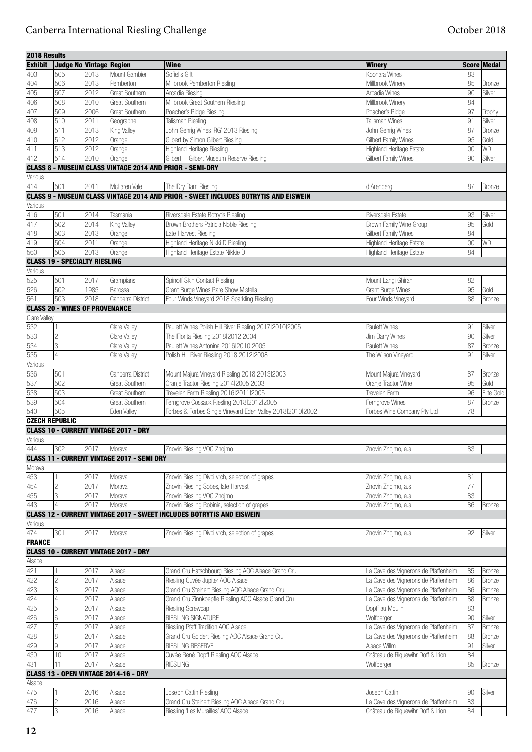| 2018 Results | | | | | | | |
|---|---|---|---|---|---|---|---|
| **Exhibit** | **Judge No** | **Vintage** | **Region** | **Wine** | **Winery** | **Score** | **Medal** |
| 403 | 505 | 2013 | Mount Gambier | Sofiel's Gift | Koonara Wines | 83 | |
| 404 | 506 | 2013 | Pemberton | Millbrook Pemberton Riesling | Millbrook Winery | 85 | Bronze |
| 405 | 507 | 2012 | Great Southern | Arcadia Rieslng | Arcadia Wines | 90 | Silver |
| 406 | 508 | 2010 | Great Southern | Millbrook Great Southern Riesling | Millbrook Winery | 84 | |
| 407 | 509 | 2006 | Great Southern | Poacher's Ridge Riesling | Poacher's Ridge | 97 | Trophy |
| 408 | 510 | 2011 | Geographe | Talisman Riesling | Talisman Wines | 91 | Silver |
| 409 | 511 | 2013 | King Valley | John Gehrig Wines 'RG' 2013 Riesling | John Gehrig Wines | 87 | Bronze |
| 410 | 512 | 2012 | Orange | Gilbert by Simon Gilbert Riesling | Gilbert Family Wines | 95 | Gold |
| 411 | 513 | 2012 | Orange | Highland Heritage Riesling | Highland Heritage Estate | 00 | WD |
| 412 | 514 | 2010 | Orange | Gilbert + Gilbert Museum Reserve Riesling | Gilbert Family Wines | 90 | Silver |
| **CLASS 8 - MUSEUM CLASS VINTAGE 2014 AND PRIOR - SEMI-DRY** | | | | | | | |
| Various | | | | | | | |
| 414 | 501 | 2011 | McLaren Vale | The Dry Dam Riesling | d'Arenberg | 87 | Bronze |
| **CLASS 9 - MUSEUM CLASS VINTAGE 2014 AND PRIOR - SWEET INCLUDES BOTRYTIS AND EISWEIN** | | | | | | | |
| Various | | | | | | | |
| 416 | 501 | 2014 | Tasmania | Riversdale Estate Botrytis Riesling | Riversdale Estate | 93 | Silver |
| 417 | 502 | 2014 | King Valley | Brown Brothers Patricia Noble Riesling | Brown Family Wine Group | 95 | Gold |
| 418 | 503 | 2013 | Orange | Late Harvest Riesling | Gilbert Family Wines | 84 | |
| 419 | 504 | 2011 | Orange | Highland Heritage Nikki D Riesling | Highland Heritage Estate | 00 | WD |
| 560 | 505 | 2013 | Orange | Highland Heritage Estate Nikkie D | Highland Heritage Estate | 84 | |
| **CLASS 19 - SPECIALTY RIESLING** | | | | | | | |
| Various | | | | | | | |
| 525 | 501 | 2017 | Grampians | Spinoff Skin Contact Riesling | Mount Langi Ghiran | 82 | |
| 526 | 502 | 1985 | Barossa | Grant Burge Wines Rare Show Mistella | Grant Burge Wines | 95 | Gold |
| 561 | 503 | 2018 | Canberra District | Four Winds Vineyard 2018 Sparkling Riesling | Four Winds Vineyard | 88 | Bronze |
| **CLASS 20 - WINES OF PROVENANCE** | | | | | | | |
| Clare Valley | | | | | | | |
| 532 | 1 | | Clare Valley | Paulett Wines Polish Hill River Riesling 2017\|2010\|2005 | Paulett Wines | 91 | Silver |
| 533 | 2 | | Clare Valley | The Florita Riesling 2018\|2012\|2004 | Jim Barry Wines | 90 | Silver |
| 534 | 3 | | Clare Valley | Paulett Wines Antonina 2016\|2010\|2005 | Paulett Wines | 87 | Bronze |
| 535 | 4 | | Clare Valley | Polish Hill River Riesling 2018\|2012\|2008 | The Wilson Vineyard | 91 | Silver |
| Various | | | | | | | |
| 536 | 501 | | Canberra District | Mount Majura Vineyard Riesling 2018\|2013\|2003 | Mount Majura Vineyard | 87 | Bronze |
| 537 | 502 | | Great Southern | Oranje Tractor Riesling 2014\|2005\|2003 | Oranje Tractor Wine | 95 | Gold |
| 538 | 503 | | Great Southern | Trevelen Farm Riesling 2016\|2011\|2005 | Trevelen Farm | 96 | Elite Gold |
| 539 | 504 | | Great Southern | Ferngrove Cossack Riesling 2018\|2012\|2005 | Ferngrove Wines | 87 | Bronze |
| 540 | 505 | | Eden Valley | Forbes & Forbes Single Vineyard Eden Valley 2018\|2010\|2002 | Forbes Wine Company Pty Ltd | 78 | |
| **CZECH REPUBLIC** | | | | | | | |
| **CLASS 10 - CURRENT VINTAGE 2017 - DRY** | | | | | | | |
| Various | | | | | | | |
| 444 | 302 | 2017 | Morava | Znovin Riesling VOC Znojmo | Znovin Znojmo, a.s | 83 | |
| **CLASS 11 - CURRENT VINTAGE 2017 - SEMI DRY** | | | | | | | |
| Morava | | | | | | | |
| 453 | 1 | 2017 | Morava | Znovin Riesling Divci vrch, selection of grapes | Znovin Znojmo, a.s | 81 | |
| 454 | 2 | 2017 | Morava | Znovin Riesling Sobes, late Harvest | Znovin Znojmo, a.s | 77 | |
| 455 | 3 | 2017 | Morava | Znovin Riesling VOC Znojmo | Znovin Znojmo, a.s | 83 | |
| 443 | 4 | 2017 | Morava | Znovin Riesling Robinia, selection of grapes | Znovin Znojmo, a.s | 86 | Bronze |
| **CLASS 12 - CURRENT VINTAGE 2017 - SWEET INCLUDES BOTRYTIS AND EISWEIN** | | | | | | | |
| Various | | | | | | | |
| 474 | 301 | 2017 | Morava | Znovin Riesling Divci vrch, selection of grapes | Znovin Znojmo, a.s | 92 | Silver |
| **FRANCE** | | | | | | | |
| **CLASS 10 - CURRENT VINTAGE 2017 - DRY** | | | | | | | |
| Alsace | | | | | | | |
| 421 | 1 | 2017 | Alsace | Grand Cru Hatschbourg Riesling AOC Alsace Grand Cru | La Cave des Vignerons de Pfaffenheim | 85 | Bronze |
| 422 | 2 | 2017 | Alsace | Riesling Cuvée Jupiter AOC Alsace | La Cave des Vignerons de Pfaffenheim | 86 | Bronze |
| 423 | 3 | 2017 | Alsace | Grand Cru Steinert Riesling AOC Alsace Grand Cru | La Cave des Vignerons de Pfaffenheim | 86 | Bronze |
| 424 | 4 | 2017 | Alsace | Grand Cru Zinnkoepfle Riesling AOC Alsace Grand Cru | La Cave des Vignerons de Pfaffenheim | 88 | Bronze |
| 425 | 5 | 2017 | Alsace | Riesling Screwcap | Dopff au Moulin | 83 | |
| 426 | 6 | 2017 | Alsace | RIESLING SIGNATURE | Wolfberger | 90 | Silver |
| 427 | 7 | 2017 | Alsace | Riesling Pfaff Tradition AOC Alsace | La Cave des Vignerons de Pfaffenheim | 87 | Bronze |
| 428 | 8 | 2017 | Alsace | Grand Cru Goldert Riesling AOC Alsace Grand Cru | La Cave des Vignerons de Pfaffenheim | 88 | Bronze |
| 429 | 9 | 2017 | Alsace | RIESLING RESERVE | Alsace Willm | 91 | Silver |
| 430 | 10 | 2017 | Alsace | Cuvée René Dopff Riesling AOC Alsace | Château de Riquewihr Doff & Irion | 84 | |
| 431 | 11 | 2017 | Alsace | RIESLING | Wolfberger | 85 | Bronze |
| **CLASS 13 - OPEN VINTAGE 2014-16 - DRY** | | | | | | | |
| Alsace | | | | | | | |
| 475 | 1 | 2016 | Alsace | Joseph Cattin Riesling | Joseph Cattin | 90 | Silver |
| 476 | 2 | 2016 | Alsace | Grand Cru Steinert Riesling AOC Alsace Grand Cru | La Cave des Vignerons de Pfaffenheim | 83 | |
| 477 | 3 | 2016 | Alsace | Riesling 'Les Murailles' AOC Alsace | Château de Riquewihr Doff & Irion | 84 | |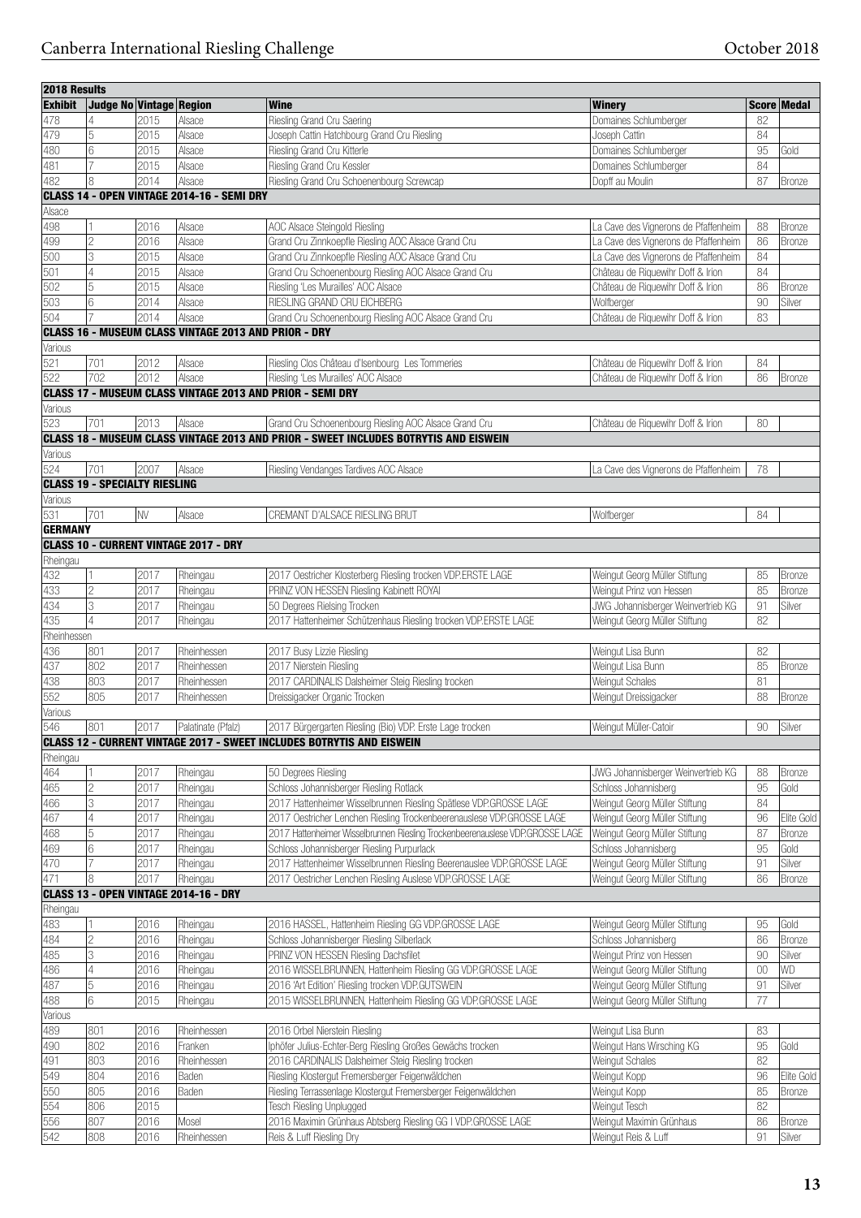## 2018 Results

| Exhibit | Judge No | Vintage | Region | Wine | Winery | Score | Medal |
|---|---|---|---|---|---|---|---|
| 478 | 4 | 2015 | Alsace | Riesling Grand Cru Saering | Domaines Schlumberger | 82 | |
| 479 | 5 | 2015 | Alsace | Joseph Cattin Hatchbourg Grand Cru Riesling | Joseph Cattin | 84 | |
| 480 | 6 | 2015 | Alsace | Riesling Grand Cru Kitterle | Domaines Schlumberger | 95 | Gold |
| 481 | 7 | 2015 | Alsace | Riesling Grand Cru Kessler | Domaines Schlumberger | 84 | |
| 482 | 8 | 2014 | Alsace | Riesling Grand Cru Schoenenbourg Screwcap | Dopff au Moulin | 87 | Bronze |
| **CLASS 14 - OPEN VINTAGE 2014-16 - SEMI DRY** | | | | | | | |
| Alsace | | | | | | | |
| 498 | 1 | 2016 | Alsace | AOC Alsace Steingold Riesling | La Cave des Vignerons de Pfaffenheim | 88 | Bronze |
| 499 | 2 | 2016 | Alsace | Grand Cru Zinnkoepfle Riesling AOC Alsace Grand Cru | La Cave des Vignerons de Pfaffenheim | 86 | Bronze |
| 500 | 3 | 2015 | Alsace | Grand Cru Zinnkoepfle Riesling AOC Alsace Grand Cru | La Cave des Vignerons de Pfaffenheim | 84 | |
| 501 | 4 | 2015 | Alsace | Grand Cru Schoenenbourg Riesling AOC Alsace Grand Cru | Château de Riquewihr Doff & Irion | 84 | |
| 502 | 5 | 2015 | Alsace | Riesling 'Les Murailles' AOC Alsace | Château de Riquewihr Doff & Irion | 86 | Bronze |
| 503 | 6 | 2014 | Alsace | RIESLING GRAND CRU EICHBERG | Wolfberger | 90 | Silver |
| 504 | 7 | 2014 | Alsace | Grand Cru Schoenenbourg Riesling AOC Alsace Grand Cru | Château de Riquewihr Doff & Irion | 83 | |
| **CLASS 16 - MUSEUM CLASS VINTAGE 2013 AND PRIOR - DRY** | | | | | | | |
| Various | | | | | | | |
| 521 | 701 | 2012 | Alsace | Riesling Clos Château d'Isenbourg Les Tommeries | Château de Riquewihr Doff & Irion | 84 | |
| 522 | 702 | 2012 | Alsace | Riesling 'Les Murailles' AOC Alsace | Château de Riquewihr Doff & Irion | 86 | Bronze |
| **CLASS 17 - MUSEUM CLASS VINTAGE 2013 AND PRIOR - SEMI DRY** | | | | | | | |
| Various | | | | | | | |
| 523 | 701 | 2013 | Alsace | Grand Cru Schoenenbourg Riesling AOC Alsace Grand Cru | Château de Riquewihr Doff & Irion | 80 | |
| **CLASS 18 - MUSEUM CLASS VINTAGE 2013 AND PRIOR - SWEET INCLUDES BOTRYTIS AND EISWEIN** | | | | | | | |
| Various | | | | | | | |
| 524 | 701 | 2007 | Alsace | Riesling Vendanges Tardives AOC Alsace | La Cave des Vignerons de Pfaffenheim | 78 | |
| **CLASS 19 - SPECIALTY RIESLING** | | | | | | | |
| Various | | | | | | | |
| 531 | 701 | NV | Alsace | CREMANT D'ALSACE RIESLING BRUT | Wolfberger | 84 | |
| **GERMANY** | | | | | | | |
| **CLASS 10 - CURRENT VINTAGE 2017 - DRY** | | | | | | | |
| Rheingau | | | | | | | |
| 432 | 1 | 2017 | Rheingau | 2017 Oestricher Klosterberg Riesling trocken VDP.ERSTE LAGE | Weingut Georg Müller Stiftung | 85 | Bronze |
| 433 | 2 | 2017 | Rheingau | PRINZ VON HESSEN Riesling Kabinett ROYAl | Weingut Prinz von Hessen | 85 | Bronze |
| 434 | 3 | 2017 | Rheingau | 50 Degrees Rielsing Trocken | JWG Johannisberger Weinvertrieb KG | 91 | Silver |
| 435 | 4 | 2017 | Rheingau | 2017 Hattenheimer Schützenhaus Riesling trocken VDP.ERSTE LAGE | Weingut Georg Müller Stiftung | 82 | |
| Rheinhessen | | | | | | | |
| 436 | 801 | 2017 | Rheinhessen | 2017 Busy Lizzie Riesling | Weingut Lisa Bunn | 82 | |
| 437 | 802 | 2017 | Rheinhessen | 2017 Nierstein Riesling | Weingut Lisa Bunn | 85 | Bronze |
| 438 | 803 | 2017 | Rheinhessen | 2017 CARDINALIS Dalsheimer Steig Riesling trocken | Weingut Schales | 81 | |
| 552 | 805 | 2017 | Rheinhessen | Dreissigacker Organic Trocken | Weingut Dreissigacker | 88 | Bronze |
| Various | | | | | | | |
| 546 | 801 | 2017 | Palatinate (Pfalz) | 2017 Bürgergarten Riesling (Bio) VDP. Erste Lage trocken | Weingut Müller-Catoir | 90 | Silver |
| **CLASS 12 - CURRENT VINTAGE 2017 - SWEET INCLUDES BOTRYTIS AND EISWEIN** | | | | | | | |
| Rheingau | | | | | | | |
| 464 | 1 | 2017 | Rheingau | 50 Degrees Riesling | JWG Johannisberger Weinvertrieb KG | 88 | Bronze |
| 465 | 2 | 2017 | Rheingau | Schloss Johannisberger Riesling Rotlack | Schloss Johannisberg | 95 | Gold |
| 466 | 3 | 2017 | Rheingau | 2017 Hattenheimer Wisselbrunnen Riesling Spätlese VDP.GROSSE LAGE | Weingut Georg Müller Stiftung | 84 | |
| 467 | 4 | 2017 | Rheingau | 2017 Oestricher Lenchen Riesling Trockenbeerenauslese VDP.GROSSE LAGE | Weingut Georg Müller Stiftung | 96 | Elite Gold |
| 468 | 5 | 2017 | Rheingau | 2017 Hattenheimer Wisselbrunnen Riesling Trockenbeerenauslese VDP.GROSSE LAGE | Weingut Georg Müller Stiftung | 87 | Bronze |
| 469 | 6 | 2017 | Rheingau | Schloss Johannisberger Riesling Purpurlack | Schloss Johannisberg | 95 | Gold |
| 470 | 7 | 2017 | Rheingau | 2017 Hattenheimer Wisselbrunnen Riesling Beerenauslese VDP.GROSSE LAGE | Weingut Georg Müller Stiftung | 91 | Silver |
| 471 | 8 | 2017 | Rheingau | 2017 Oestricher Lenchen Riesling Auslese VDP.GROSSE LAGE | Weingut Georg Müller Stiftung | 86 | Bronze |
| **CLASS 13 - OPEN VINTAGE 2014-16 - DRY** | | | | | | | |
| Rheingau | | | | | | | |
| 483 | 1 | 2016 | Rheingau | 2016 HASSEL, Hattenheim Riesling GG VDP.GROSSE LAGE | Weingut Georg Müller Stiftung | 95 | Gold |
| 484 | 2 | 2016 | Rheingau | Schloss Johannisberger Riesling Silberlack | Schloss Johannisberg | 86 | Bronze |
| 485 | 3 | 2016 | Rheingau | PRINZ VON HESSEN Riesling Dachsfilet | Weingut Prinz von Hessen | 90 | Silver |
| 486 | 4 | 2016 | Rheingau | 2016 WISSELBRUNNEN, Hattenheim Riesling GG VDP.GROSSE LAGE | Weingut Georg Müller Stiftung | 00 | WD |
| 487 | 5 | 2016 | Rheingau | 2016 'Art Edition' Riesling trocken VDP.GUTSWEIN | Weingut Georg Müller Stiftung | 91 | Silver |
| 488 | 6 | 2015 | Rheingau | 2015 WISSELBRUNNEN, Hattenheim Riesling GG VDP.GROSSE LAGE | Weingut Georg Müller Stiftung | 77 | |
| Various | | | | | | | |
| 489 | 801 | 2016 | Rheinhessen | 2016 Orbel Nierstein Riesling | Weingut Lisa Bunn | 83 | |
| 490 | 802 | 2016 | Franken | Iphöfer Julius-Echter-Berg Riesling Großes Gewächs trocken | Weingut Hans Wirsching KG | 95 | Gold |
| 491 | 803 | 2016 | Rheinhessen | 2016 CARDINALIS Dalsheimer Steig Riesling trocken | Weingut Schales | 82 | |
| 549 | 804 | 2016 | Baden | Riesling Klostergut Fremersberger Feigenwäldchen | Weingut Kopp | 96 | Elite Gold |
| 550 | 805 | 2016 | Baden | Riesling Terrassenlage Klostergut Fremersberger Feigenwäldchen | Weingut Kopp | 85 | Bronze |
| 554 | 806 | 2015 | | Tesch Riesling Unplugged | Weingut Tesch | 82 | |
| 556 | 807 | 2016 | Mosel | 2016 Maximin Grünhaus Abtsberg Riesling GG I VDP.GROSSE LAGE | Weingut Maximin Grünhaus | 86 | Bronze |
| 542 | 808 | 2016 | Rheinhessen | Reis & Luff Riesling Dry | Weingut Reis & Luff | 91 | Silver |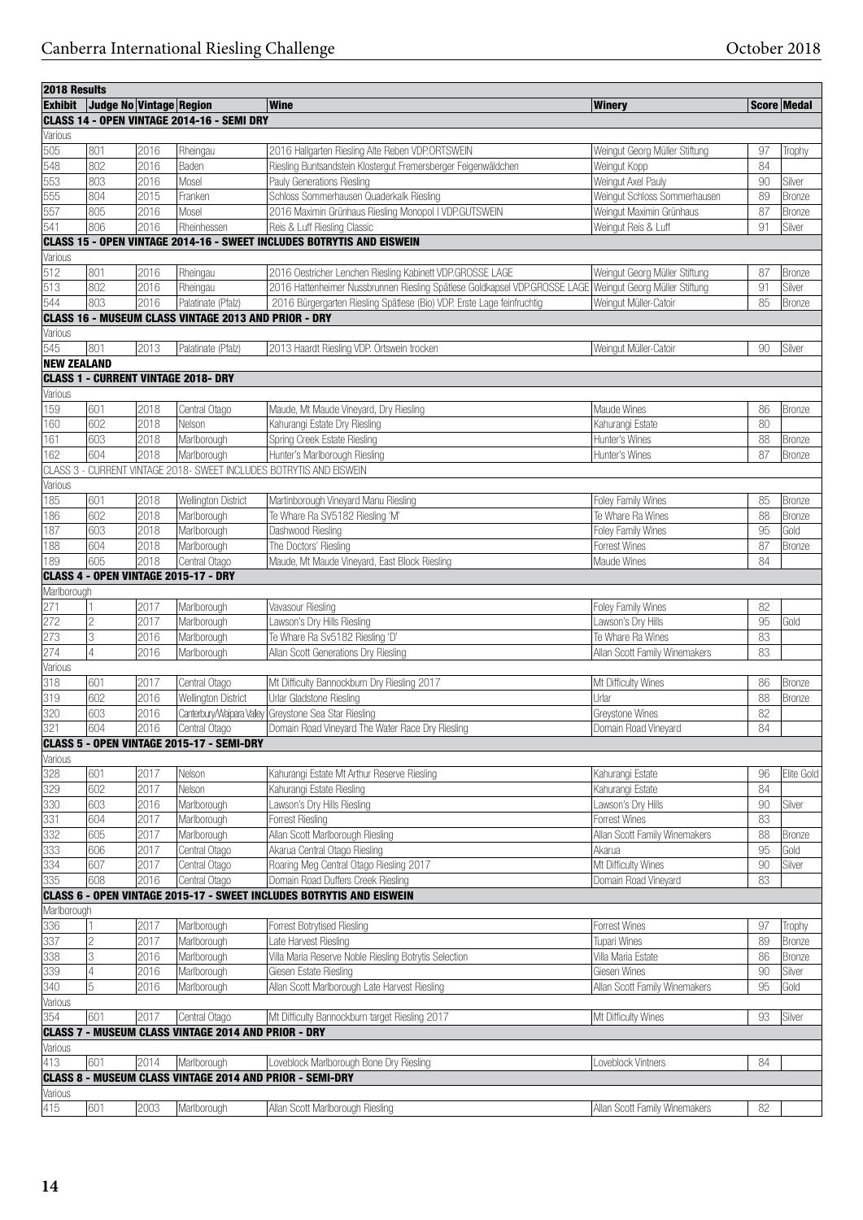| 2018 Results | | | | | | | |
|---|---|---|---|---|---|---|---|
| **Exhibit** | **Judge No** | **Vintage** | **Region** | **Wine** | **Winery** | **Score** | **Medal** |
| **CLASS 14 - OPEN VINTAGE 2014-16 - SEMI DRY** | | | | | | | |
| Various | | | | | | | |
| 505 | 801 | 2016 | Rheingau | 2016 Hallgarten Riesling Alte Reben VDP.ORTSWEIN | Weingut Georg Müller Stiftung | 97 | Trophy |
| 548 | 802 | 2016 | Baden | Riesling Buntsandstein Klostergut Fremersberger Feigenwäldchen | Weingut Kopp | 84 | |
| 553 | 803 | 2016 | Mosel | Pauly Generations Riesling | Weingut Axel Pauly | 90 | Silver |
| 555 | 804 | 2015 | Franken | Schloss Sommerhausen Quaderkalk Riesling | Weingut Schloss Sommerhausen | 89 | Bronze |
| 557 | 805 | 2016 | Mosel | 2016 Maximin Grünhaus Riesling Monopol I VDP.GUTSWEIN | Weingut Maximin Grünhaus | 87 | Bronze |
| 541 | 806 | 2016 | Rheinhessen | Reis & Luff Riesling Classic | Weingut Reis & Luff | 91 | Silver |
| **CLASS 15 - OPEN VINTAGE 2014-16 - SWEET INCLUDES BOTRYTIS AND EISWEIN** | | | | | | | |
| Various | | | | | | | |
| 512 | 801 | 2016 | Rheingau | 2016 Oestricher Lenchen Riesling Kabinett VDP.GROSSE LAGE | Weingut Georg Müller Stiftung | 87 | Bronze |
| 513 | 802 | 2016 | Rheingau | 2016 Hattenheimer Nussbrunnen Riesling Spätlese Goldkapsel VDP.GROSSE LAGE | Weingut Georg Müller Stiftung | 91 | Silver |
| 544 | 803 | 2016 | Palatinate (Pfalz) | 2016 Bürgergarten Riesling Spätlese (Bio) VDP. Erste Lage feinfruchtig | Weingut Müller-Catoir | 85 | Bronze |
| **CLASS 16 - MUSEUM CLASS VINTAGE 2013 AND PRIOR - DRY** | | | | | | | |
| Various | | | | | | | |
| 545 | 801 | 2013 | Palatinate (Pfalz) | 2013 Haardt Riesling VDP. Ortswein trocken | Weingut Müller-Catoir | 90 | Silver |
| **NEW ZEALAND** | | | | | | | |
| **CLASS 1 - CURRENT VINTAGE 2018- DRY** | | | | | | | |
| Various | | | | | | | |
| 159 | 601 | 2018 | Central Otago | Maude, Mt Maude Vineyard, Dry Riesling | Maude Wines | 86 | Bronze |
| 160 | 602 | 2018 | Nelson | Kahurangi Estate Dry Riesling | Kahurangi Estate | 80 | |
| 161 | 603 | 2018 | Marlborough | Spring Creek Estate Riesling | Hunter's Wines | 88 | Bronze |
| 162 | 604 | 2018 | Marlborough | Hunter's Marlborough Riesling | Hunter's Wines | 87 | Bronze |
| CLASS 3 - CURRENT VINTAGE 2018- SWEET INCLUDES BOTRYTIS AND EISWEIN | | | | | | | |
| Various | | | | | | | |
| 185 | 601 | 2018 | Wellington District | Martinborough Vineyard Manu Riesling | Foley Family Wines | 85 | Bronze |
| 186 | 602 | 2018 | Marlborough | Te Whare Ra SV5182 Riesling 'M' | Te Whare Ra Wines | 88 | Bronze |
| 187 | 603 | 2018 | Marlborough | Dashwood Riesling | Foley Family Wines | 95 | Gold |
| 188 | 604 | 2018 | Marlborough | The Doctors' Riesling | Forrest Wines | 87 | Bronze |
| 189 | 605 | 2018 | Central Otago | Maude, Mt Maude Vineyard, East Block Riesling | Maude Wines | 84 | |
| **CLASS 4 - OPEN VINTAGE 2015-17 - DRY** | | | | | | | |
| Marlborough | | | | | | | |
| 271 | 1 | 2017 | Marlborough | Vavasour Riesling | Foley Family Wines | 82 | |
| 272 | 2 | 2017 | Marlborough | Lawson's Dry Hills Riesling | Lawson's Dry Hills | 95 | Gold |
| 273 | 3 | 2016 | Marlborough | Te Whare Ra Sv5182 Riesling 'D' | Te Whare Ra Wines | 83 | |
| 274 | 4 | 2016 | Marlborough | Allan Scott Generations Dry Riesling | Allan Scott Family Winemakers | 83 | |
| Various | | | | | | | |
| 318 | 601 | 2017 | Central Otago | Mt Difficulty Bannockburn Dry Riesling 2017 | Mt Difficulty Wines | 86 | Bronze |
| 319 | 602 | 2016 | Wellington District | Urlar Gladstone Riesling | Urlar | 88 | Bronze |
| 320 | 603 | 2016 | Canterbury/Waipara Valley | Greystone Sea Star Riesling | Greystone Wines | 82 | |
| 321 | 604 | 2016 | Central Otago | Domain Road Vineyard The Water Race Dry Riesling | Domain Road Vineyard | 84 | |
| **CLASS 5 - OPEN VINTAGE 2015-17 - SEMI-DRY** | | | | | | | |
| Various | | | | | | | |
| 328 | 601 | 2017 | Nelson | Kahurangi Estate Mt Arthur Reserve Riesling | Kahurangi Estate | 96 | Elite Gold |
| 329 | 602 | 2017 | Nelson | Kahurangi Estate Riesling | Kahurangi Estate | 84 | |
| 330 | 603 | 2016 | Marlborough | Lawson's Dry Hills Riesling | Lawson's Dry Hills | 90 | Silver |
| 331 | 604 | 2017 | Marlborough | Forrest Riesling | Forrest Wines | 83 | |
| 332 | 605 | 2017 | Marlborough | Allan Scott Marlborough Riesling | Allan Scott Family Winemakers | 88 | Bronze |
| 333 | 606 | 2017 | Central Otago | Akarua Central Otago Riesling | Akarua | 95 | Gold |
| 334 | 607 | 2017 | Central Otago | Roaring Meg Central Otago Riesling 2017 | Mt Difficulty Wines | 90 | Silver |
| 335 | 608 | 2016 | Central Otago | Domain Road Duffers Creek Riesling | Domain Road Vineyard | 83 | |
| **CLASS 6 - OPEN VINTAGE 2015-17 - SWEET INCLUDES BOTRYTIS AND EISWEIN** | | | | | | | |
| Marlborough | | | | | | | |
| 336 | 1 | 2017 | Marlborough | Forrest Botrytised Riesling | Forrest Wines | 97 | Trophy |
| 337 | 2 | 2017 | Marlborough | Late Harvest Riesling | Tupari Wines | 89 | Bronze |
| 338 | 3 | 2016 | Marlborough | Villa Maria Reserve Noble Riesling Botrytis Selection | Villa Maria Estate | 86 | Bronze |
| 339 | 4 | 2016 | Marlborough | Giesen Estate Riesling | Giesen Wines | 90 | Silver |
| 340 | 5 | 2016 | Marlborough | Allan Scott Marlborough Late Harvest Riesling | Allan Scott Family Winemakers | 95 | Gold |
| Various | | | | | | | |
| 354 | 601 | 2017 | Central Otago | Mt Difficulty Bannockburn target Riesling 2017 | Mt Difficulty Wines | 93 | Silver |
| **CLASS 7 - MUSEUM CLASS VINTAGE 2014 AND PRIOR - DRY** | | | | | | | |
| Various | | | | | | | |
| 413 | 601 | 2014 | Marlborough | Loveblock Marlborough Bone Dry Riesling | Loveblock Vintners | 84 | |
| **CLASS 8 - MUSEUM CLASS VINTAGE 2014 AND PRIOR - SEMI-DRY** | | | | | | | |
| Various | | | | | | | |
| 415 | 601 | 2003 | Marlborough | Allan Scott Marlborough Riesling | Allan Scott Family Winemakers | 82 | |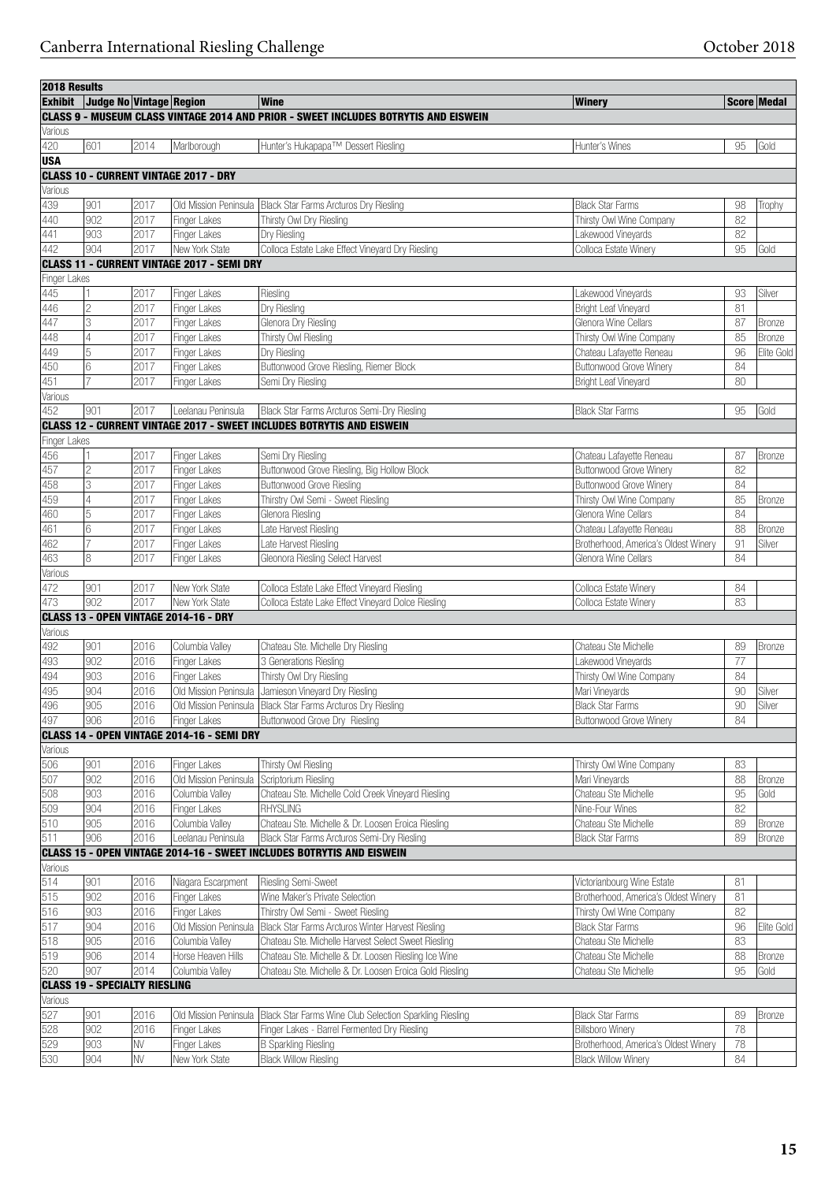| 2018 Results | | | | | | | |
|---|---|---|---|---|---|---|---|
| **Exhibit** | **Judge No** | **Vintage** | **Region** | **Wine** | **Winery** | **Score** | **Medal** |
| **CLASS 9 - MUSEUM CLASS VINTAGE 2014 AND PRIOR - SWEET INCLUDES BOTRYTIS AND EISWEIN** | | | | | | | |
| Various | | | | | | | |
| 420 | 601 | 2014 | Marlborough | Hunter's Hukapapa™ Dessert Riesling | Hunter's Wines | 95 | Gold |
| **USA** | | | | | | | |
| **CLASS 10 - CURRENT VINTAGE 2017 - DRY** | | | | | | | |
| Various | | | | | | | |
| 439 | 901 | 2017 | Old Mission Peninsula | Black Star Farms Arcturos Dry Riesling | Black Star Farms | 98 | Trophy |
| 440 | 902 | 2017 | Finger Lakes | Thirsty Owl Dry Riesling | Thirsty Owl Wine Company | 82 | |
| 441 | 903 | 2017 | Finger Lakes | Dry Riesling | Lakewood Vineyards | 82 | |
| 442 | 904 | 2017 | New York State | Colloca Estate Lake Effect Vineyard Dry Riesling | Colloca Estate Winery | 95 | Gold |
| **CLASS 11 - CURRENT VINTAGE 2017 - SEMI DRY** | | | | | | | |
| Finger Lakes | | | | | | | |
| 445 | 1 | 2017 | Finger Lakes | Riesling | Lakewood Vineyards | 93 | Silver |
| 446 | 2 | 2017 | Finger Lakes | Dry Riesling | Bright Leaf Vineyard | 81 | |
| 447 | 3 | 2017 | Finger Lakes | Glenora Dry Riesling | Glenora Wine Cellars | 87 | Bronze |
| 448 | 4 | 2017 | Finger Lakes | Thirsty Owl Riesling | Thirsty Owl Wine Company | 85 | Bronze |
| 449 | 5 | 2017 | Finger Lakes | Dry Riesling | Chateau Lafayette Reneau | 96 | Elite Gold |
| 450 | 6 | 2017 | Finger Lakes | Buttonwood Grove Riesling, Riemer Block | Buttonwood Grove Winery | 84 | |
| 451 | 7 | 2017 | Finger Lakes | Semi Dry Riesling | Bright Leaf Vineyard | 80 | |
| Various | | | | | | | |
| 452 | 901 | 2017 | Leelanau Peninsula | Black Star Farms Arcturos Semi-Dry Riesling | Black Star Farms | 95 | Gold |
| **CLASS 12 - CURRENT VINTAGE 2017 - SWEET INCLUDES BOTRYTIS AND EISWEIN** | | | | | | | |
| Finger Lakes | | | | | | | |
| 456 | 1 | 2017 | Finger Lakes | Semi Dry Riesling | Chateau Lafayette Reneau | 87 | Bronze |
| 457 | 2 | 2017 | Finger Lakes | Buttonwood Grove Riesling, Big Hollow Block | Buttonwood Grove Winery | 82 | |
| 458 | 3 | 2017 | Finger Lakes | Buttonwood Grove Riesling | Buttonwood Grove Winery | 84 | |
| 459 | 4 | 2017 | Finger Lakes | Thirstry Owl Semi - Sweet Riesling | Thirsty Owl Wine Company | 85 | Bronze |
| 460 | 5 | 2017 | Finger Lakes | Glenora Riesling | Glenora Wine Cellars | 84 | |
| 461 | 6 | 2017 | Finger Lakes | Late Harvest Riesling | Chateau Lafayette Reneau | 88 | Bronze |
| 462 | 7 | 2017 | Finger Lakes | Late Harvest Riesling | Brotherhood, America's Oldest Winery | 91 | Silver |
| 463 | 8 | 2017 | Finger Lakes | Gleonora Riesling Select Harvest | Glenora Wine Cellars | 84 | |
| Various | | | | | | | |
| 472 | 901 | 2017 | New York State | Colloca Estate Lake Effect Vineyard Riesling | Colloca Estate Winery | 84 | |
| 473 | 902 | 2017 | New York State | Colloca Estate Lake Effect Vineyard Dolce Riesling | Colloca Estate Winery | 83 | |
| **CLASS 13 - OPEN VINTAGE 2014-16 - DRY** | | | | | | | |
| Various | | | | | | | |
| 492 | 901 | 2016 | Columbia Valley | Chateau Ste. Michelle Dry Riesling | Chateau Ste Michelle | 89 | Bronze |
| 493 | 902 | 2016 | Finger Lakes | 3 Generations Riesling | Lakewood Vineyards | 77 | |
| 494 | 903 | 2016 | Finger Lakes | Thirsty Owl Dry Riesling | Thirsty Owl Wine Company | 84 | |
| 495 | 904 | 2016 | Old Mission Peninsula | Jamieson Vineyard Dry Riesling | Mari Vineyards | 90 | Silver |
| 496 | 905 | 2016 | Old Mission Peninsula | Black Star Farms Arcturos Dry Riesling | Black Star Farms | 90 | Silver |
| 497 | 906 | 2016 | Finger Lakes | Buttonwood Grove Dry Riesling | Buttonwood Grove Winery | 84 | |
| **CLASS 14 - OPEN VINTAGE 2014-16 - SEMI DRY** | | | | | | | |
| Various | | | | | | | |
| 506 | 901 | 2016 | Finger Lakes | Thirsty Owl Riesling | Thirsty Owl Wine Company | 83 | |
| 507 | 902 | 2016 | Old Mission Peninsula | Scriptorium Riesling | Mari Vineyards | 88 | Bronze |
| 508 | 903 | 2016 | Columbia Valley | Chateau Ste. Michelle Cold Creek Vineyard Riesling | Chateau Ste Michelle | 95 | Gold |
| 509 | 904 | 2016 | Finger Lakes | RHYSLING | Nine-Four Wines | 82 | |
| 510 | 905 | 2016 | Columbia Valley | Chateau Ste. Michelle & Dr. Loosen Eroica Riesling | Chateau Ste Michelle | 89 | Bronze |
| 511 | 906 | 2016 | Leelanau Peninsula | Black Star Farms Arcturos Semi-Dry Riesling | Black Star Farms | 89 | Bronze |
| **CLASS 15 - OPEN VINTAGE 2014-16 - SWEET INCLUDES BOTRYTIS AND EISWEIN** | | | | | | | |
| Various | | | | | | | |
| 514 | 901 | 2016 | Niagara Escarpment | Riesling Semi-Sweet | Victorianbourg Wine Estate | 81 | |
| 515 | 902 | 2016 | Finger Lakes | Wine Maker's Private Selection | Brotherhood, America's Oldest Winery | 81 | |
| 516 | 903 | 2016 | Finger Lakes | Thirsty Owl Semi - Sweet Riesling | Thirsty Owl Wine Company | 82 | |
| 517 | 904 | 2016 | Old Mission Peninsula | Black Star Farms Arcturos Winter Harvest Riesling | Black Star Farms | 96 | Elite Gold |
| 518 | 905 | 2016 | Columbia Valley | Chateau Ste. Michelle Harvest Select Sweet Riesling | Chateau Ste Michelle | 83 | |
| 519 | 906 | 2014 | Horse Heaven Hills | Chateau Ste. Michelle & Dr. Loosen Riesling Ice Wine | Chateau Ste Michelle | 88 | Bronze |
| 520 | 907 | 2014 | Columbia Valley | Chateau Ste. Michelle & Dr. Loosen Eroica Gold Riesling | Chateau Ste Michelle | 95 | Gold |
| **CLASS 19 - SPECIALTY RIESLING** | | | | | | | |
| Various | | | | | | | |
| 527 | 901 | 2016 | Old Mission Peninsula | Black Star Farms Wine Club Selection Sparkling Riesling | Black Star Farms | 89 | Bronze |
| 528 | 902 | 2016 | Finger Lakes | Finger Lakes - Barrel Fermented Dry Riesling | Billsboro Winery | 78 | |
| 529 | 903 | NV | Finger Lakes | B Sparkling Riesling | Brotherhood, America's Oldest Winery | 78 | |
| 530 | 904 | NV | New York State | Black Willow Riesling | Black Willow Winery | 84 | |